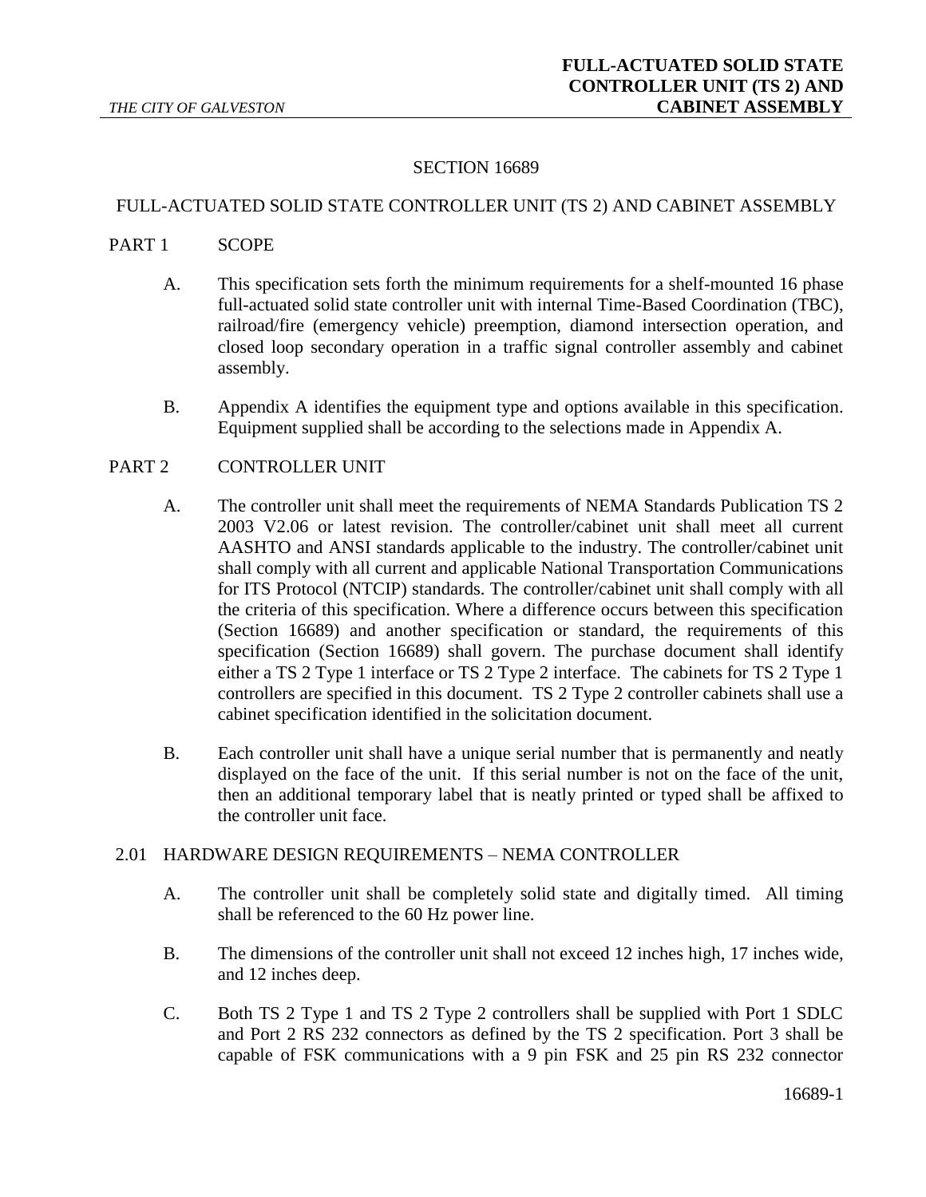# SECTION 16689

## FULL-ACTUATED SOLID STATE CONTROLLER UNIT (TS 2) AND CABINET ASSEMBLY

## PART 1 SCOPE

A. This specification sets forth the minimum requirements for a shelf-mounted 16 phase full-actuated solid state controller unit with internal Time-Based Coordination (TBC), railroad/fire (emergency vehicle) preemption, diamond intersection operation, and closed loop secondary operation in a traffic signal controller assembly and cabinet assembly.

B. Appendix A identifies the equipment type and options available in this specification. Equipment supplied shall be according to the selections made in Appendix A.

## PART 2 CONTROLLER UNIT

A. The controller unit shall meet the requirements of NEMA Standards Publication TS 2 2003 V2.06 or latest revision. The controller/cabinet unit shall meet all current AASHTO and ANSI standards applicable to the industry. The controller/cabinet unit shall comply with all current and applicable National Transportation Communications for ITS Protocol (NTCIP) standards. The controller/cabinet unit shall comply with all the criteria of this specification. Where a difference occurs between this specification (Section 16689) and another specification or standard, the requirements of this specification (Section 16689) shall govern. The purchase document shall identify either a TS 2 Type 1 interface or TS 2 Type 2 interface. The cabinets for TS 2 Type 1 controllers are specified in this document. TS 2 Type 2 controller cabinets shall use a cabinet specification identified in the solicitation document.

B. Each controller unit shall have a unique serial number that is permanently and neatly displayed on the face of the unit. If this serial number is not on the face of the unit, then an additional temporary label that is neatly printed or typed shall be affixed to the controller unit face.

### 2.01 HARDWARE DESIGN REQUIREMENTS – NEMA CONTROLLER

A. The controller unit shall be completely solid state and digitally timed. All timing shall be referenced to the 60 Hz power line.

B. The dimensions of the controller unit shall not exceed 12 inches high, 17 inches wide, and 12 inches deep.

C. Both TS 2 Type 1 and TS 2 Type 2 controllers shall be supplied with Port 1 SDLC and Port 2 RS 232 connectors as defined by the TS 2 specification. Port 3 shall be capable of FSK communications with a 9 pin FSK and 25 pin RS 232 connector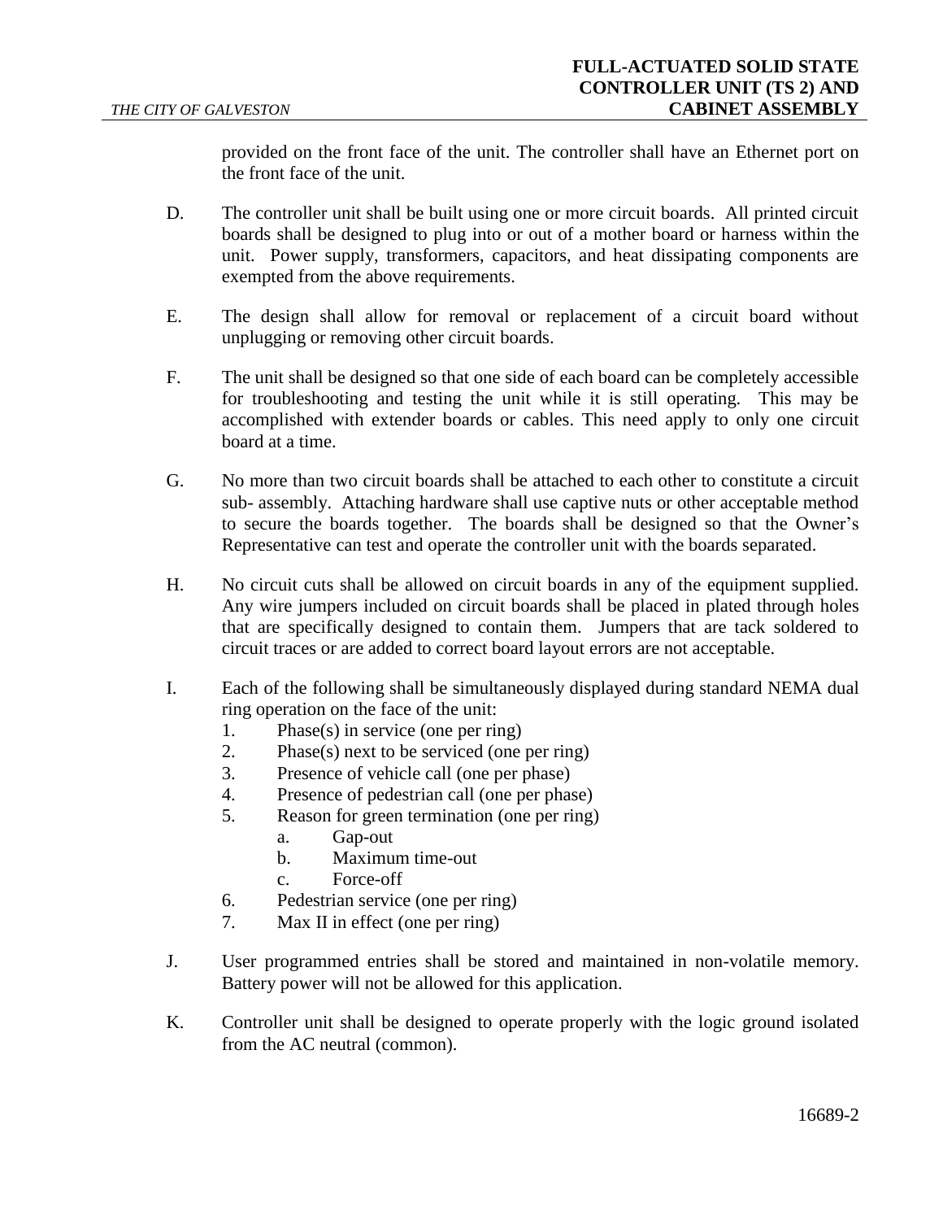provided on the front face of the unit. The controller shall have an Ethernet port on the front face of the unit.

D. The controller unit shall be built using one or more circuit boards. All printed circuit boards shall be designed to plug into or out of a mother board or harness within the unit. Power supply, transformers, capacitors, and heat dissipating components are exempted from the above requirements.

E. The design shall allow for removal or replacement of a circuit board without unplugging or removing other circuit boards.

F. The unit shall be designed so that one side of each board can be completely accessible for troubleshooting and testing the unit while it is still operating. This may be accomplished with extender boards or cables. This need apply to only one circuit board at a time.

G. No more than two circuit boards shall be attached to each other to constitute a circuit sub- assembly. Attaching hardware shall use captive nuts or other acceptable method to secure the boards together. The boards shall be designed so that the Owner's Representative can test and operate the controller unit with the boards separated.

H. No circuit cuts shall be allowed on circuit boards in any of the equipment supplied. Any wire jumpers included on circuit boards shall be placed in plated through holes that are specifically designed to contain them. Jumpers that are tack soldered to circuit traces or are added to correct board layout errors are not acceptable.

I. Each of the following shall be simultaneously displayed during standard NEMA dual ring operation on the face of the unit:
   1. Phase(s) in service (one per ring)
   2. Phase(s) next to be serviced (one per ring)
   3. Presence of vehicle call (one per phase)
   4. Presence of pedestrian call (one per phase)
   5. Reason for green termination (one per ring)
      a. Gap-out
      b. Maximum time-out
      c. Force-off
   6. Pedestrian service (one per ring)
   7. Max II in effect (one per ring)

J. User programmed entries shall be stored and maintained in non-volatile memory. Battery power will not be allowed for this application.

K. Controller unit shall be designed to operate properly with the logic ground isolated from the AC neutral (common).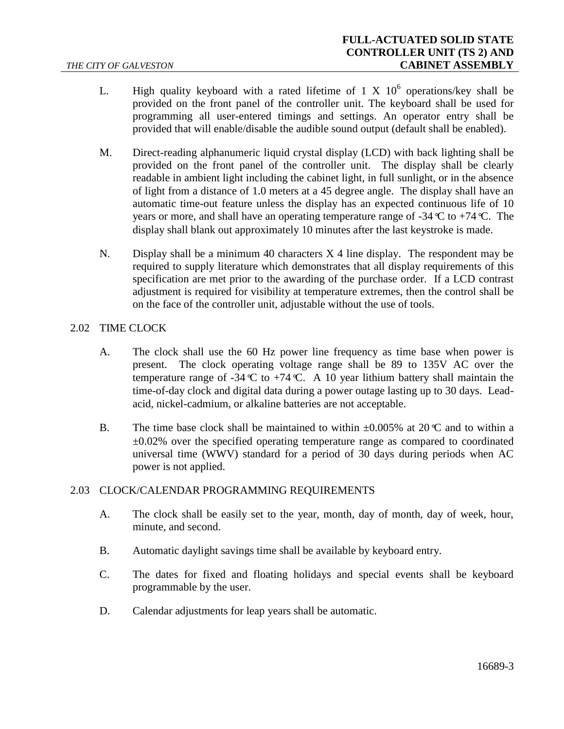L. High quality keyboard with a rated lifetime of $1 \times 10^6$ operations/key shall be provided on the front panel of the controller unit. The keyboard shall be used for programming all user-entered timings and settings. An operator entry shall be provided that will enable/disable the audible sound output (default shall be enabled).

M. Direct-reading alphanumeric liquid crystal display (LCD) with back lighting shall be provided on the front panel of the controller unit. The display shall be clearly readable in ambient light including the cabinet light, in full sunlight, or in the absence of light from a distance of 1.0 meters at a 45 degree angle. The display shall have an automatic time-out feature unless the display has an expected continuous life of 10 years or more, and shall have an operating temperature range of -34°C to +74°C. The display shall blank out approximately 10 minutes after the last keystroke is made.

N. Display shall be a minimum 40 characters X 4 line display. The respondent may be required to supply literature which demonstrates that all display requirements of this specification are met prior to the awarding of the purchase order. If a LCD contrast adjustment is required for visibility at temperature extremes, then the control shall be on the face of the controller unit, adjustable without the use of tools.

## 2.02 TIME CLOCK

A. The clock shall use the 60 Hz power line frequency as time base when power is present. The clock operating voltage range shall be 89 to 135V AC over the temperature range of -34°C to +74°C. A 10 year lithium battery shall maintain the time-of-day clock and digital data during a power outage lasting up to 30 days. Lead-acid, nickel-cadmium, or alkaline batteries are not acceptable.

B. The time base clock shall be maintained to within ±0.005% at 20°C and to within a ±0.02% over the specified operating temperature range as compared to coordinated universal time (WWV) standard for a period of 30 days during periods when AC power is not applied.

## 2.03 CLOCK/CALENDAR PROGRAMMING REQUIREMENTS

A. The clock shall be easily set to the year, month, day of month, day of week, hour, minute, and second.

B. Automatic daylight savings time shall be available by keyboard entry.

C. The dates for fixed and floating holidays and special events shall be keyboard programmable by the user.

D. Calendar adjustments for leap years shall be automatic.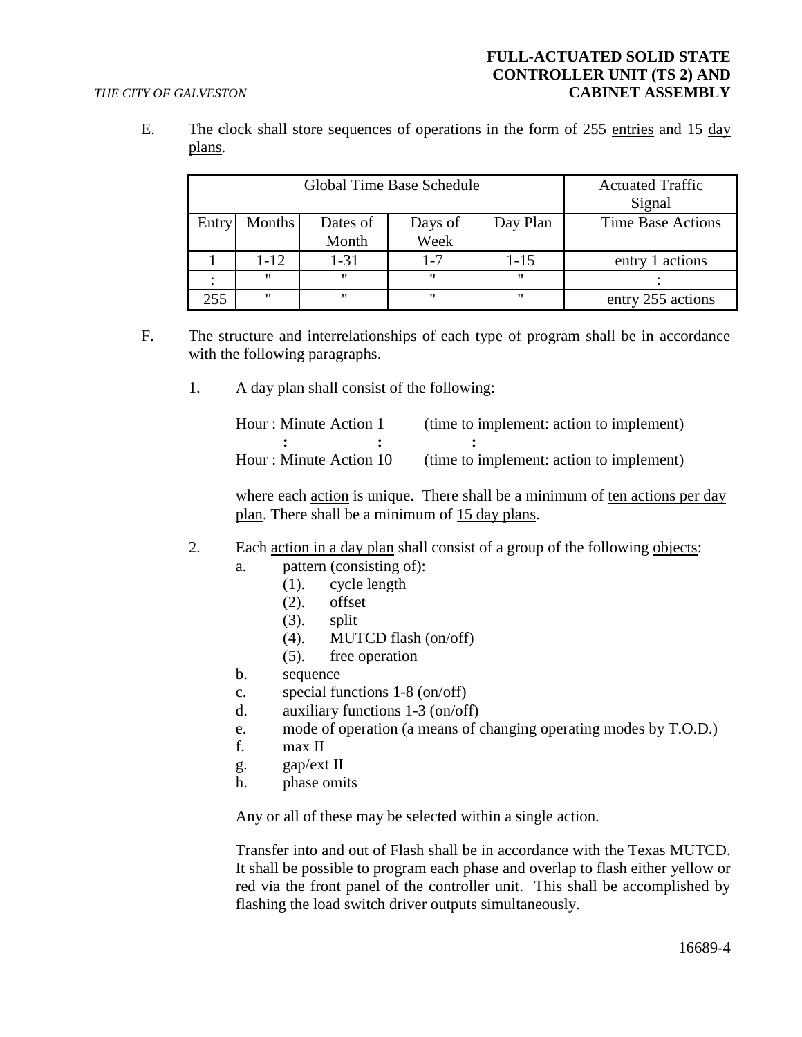E. The clock shall store sequences of operations in the form of 255 <u>entries</u> and 15 <u>day plans</u>.

| Global Time Base Schedule | | | | | Actuated Traffic Signal |
|---|---|---|---|---|---|
| Entry | Months | Dates of Month | Days of Week | Day Plan | Time Base Actions |
| 1 | 1-12 | 1-31 | 1-7 | 1-15 | entry 1 actions |
| : | " | " | " | " | : |
| 255 | " | " | " | " | entry 255 actions |

F. The structure and interrelationships of each type of program shall be in accordance with the following paragraphs.

1. A <u>day plan</u> shall consist of the following:

   Hour : Minute Action 1 (time to implement: action to implement)
   : : :
   Hour : Minute Action 10 (time to implement: action to implement)

   where each <u>action</u> is unique. There shall be a minimum of <u>ten actions per day plan</u>. There shall be a minimum of <u>15 day plans</u>.

2. Each <u>action in a day plan</u> shall consist of a group of the following <u>objects</u>:
   a. pattern (consisting of):
      (1). cycle length
      (2). offset
      (3). split
      (4). MUTCD flash (on/off)
      (5). free operation
   b. sequence
   c. special functions 1-8 (on/off)
   d. auxiliary functions 1-3 (on/off)
   e. mode of operation (a means of changing operating modes by T.O.D.)
   f. max II
   g. gap/ext II
   h. phase omits

   Any or all of these may be selected within a single action.

   Transfer into and out of Flash shall be in accordance with the Texas MUTCD. It shall be possible to program each phase and overlap to flash either yellow or red via the front panel of the controller unit. This shall be accomplished by flashing the load switch driver outputs simultaneously.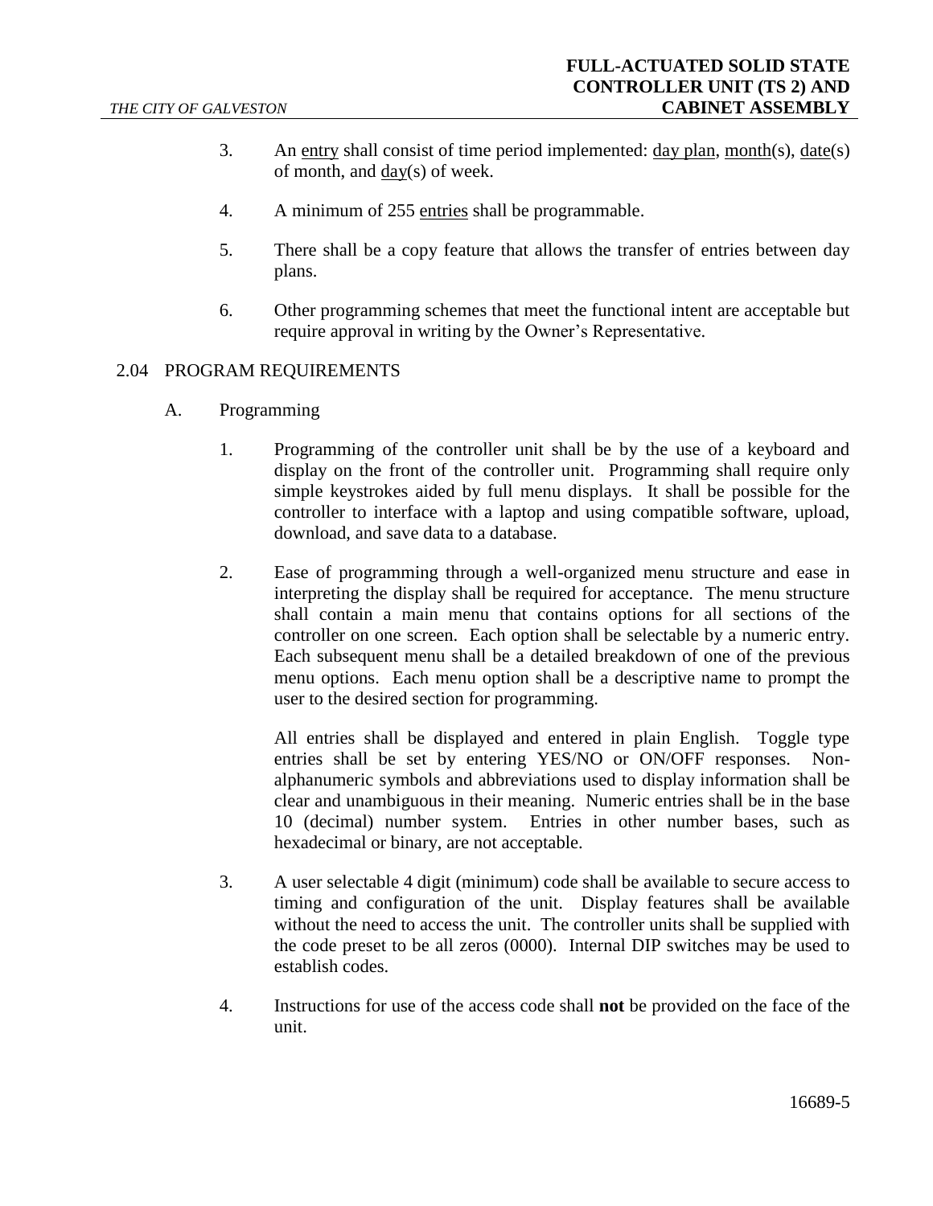3. An <u>entry</u> shall consist of time period implemented: <u>day plan</u>, <u>month</u>(s), <u>date</u>(s) of month, and <u>day</u>(s) of week.

4. A minimum of 255 <u>entries</u> shall be programmable.

5. There shall be a copy feature that allows the transfer of entries between day plans.

6. Other programming schemes that meet the functional intent are acceptable but require approval in writing by the Owner's Representative.

## 2.04 PROGRAM REQUIREMENTS

### A. Programming

1. Programming of the controller unit shall be by the use of a keyboard and display on the front of the controller unit. Programming shall require only simple keystrokes aided by full menu displays. It shall be possible for the controller to interface with a laptop and using compatible software, upload, download, and save data to a database.

2. Ease of programming through a well-organized menu structure and ease in interpreting the display shall be required for acceptance. The menu structure shall contain a main menu that contains options for all sections of the controller on one screen. Each option shall be selectable by a numeric entry. Each subsequent menu shall be a detailed breakdown of one of the previous menu options. Each menu option shall be a descriptive name to prompt the user to the desired section for programming.

   All entries shall be displayed and entered in plain English. Toggle type entries shall be set by entering YES/NO or ON/OFF responses. Non-alphanumeric symbols and abbreviations used to display information shall be clear and unambiguous in their meaning. Numeric entries shall be in the base 10 (decimal) number system. Entries in other number bases, such as hexadecimal or binary, are not acceptable.

3. A user selectable 4 digit (minimum) code shall be available to secure access to timing and configuration of the unit. Display features shall be available without the need to access the unit. The controller units shall be supplied with the code preset to be all zeros (0000). Internal DIP switches may be used to establish codes.

4. Instructions for use of the access code shall **not** be provided on the face of the unit.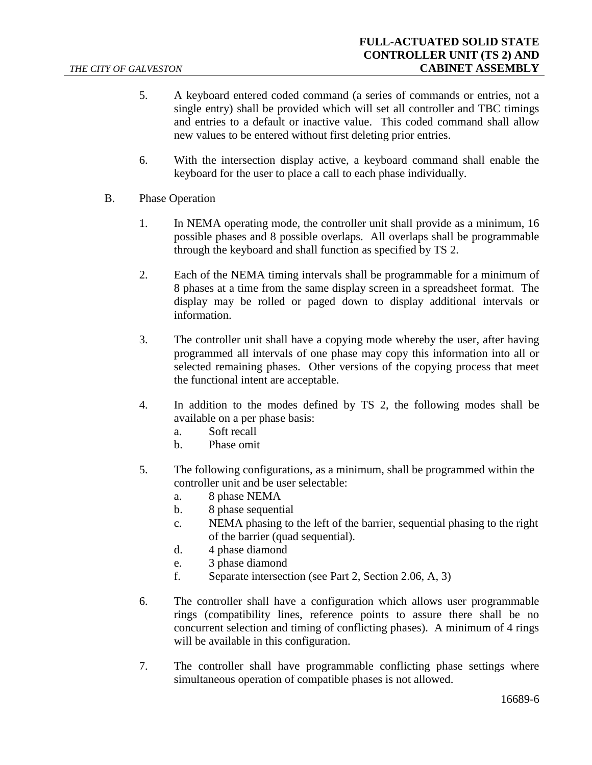5. A keyboard entered coded command (a series of commands or entries, not a single entry) shall be provided which will set all controller and TBC timings and entries to a default or inactive value. This coded command shall allow new values to be entered without first deleting prior entries.

6. With the intersection display active, a keyboard command shall enable the keyboard for the user to place a call to each phase individually.

B. Phase Operation

1. In NEMA operating mode, the controller unit shall provide as a minimum, 16 possible phases and 8 possible overlaps. All overlaps shall be programmable through the keyboard and shall function as specified by TS 2.

2. Each of the NEMA timing intervals shall be programmable for a minimum of 8 phases at a time from the same display screen in a spreadsheet format. The display may be rolled or paged down to display additional intervals or information.

3. The controller unit shall have a copying mode whereby the user, after having programmed all intervals of one phase may copy this information into all or selected remaining phases. Other versions of the copying process that meet the functional intent are acceptable.

4. In addition to the modes defined by TS 2, the following modes shall be available on a per phase basis:
   a. Soft recall
   b. Phase omit

5. The following configurations, as a minimum, shall be programmed within the controller unit and be user selectable:
   a. 8 phase NEMA
   b. 8 phase sequential
   c. NEMA phasing to the left of the barrier, sequential phasing to the right of the barrier (quad sequential).
   d. 4 phase diamond
   e. 3 phase diamond
   f. Separate intersection (see Part 2, Section 2.06, A, 3)

6. The controller shall have a configuration which allows user programmable rings (compatibility lines, reference points to assure there shall be no concurrent selection and timing of conflicting phases). A minimum of 4 rings will be available in this configuration.

7. The controller shall have programmable conflicting phase settings where simultaneous operation of compatible phases is not allowed.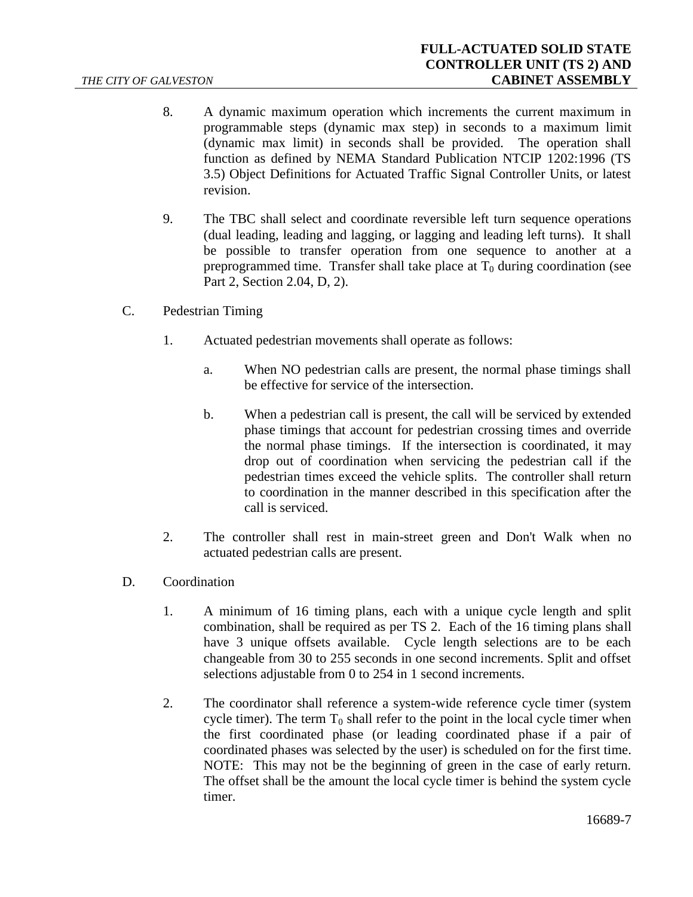8. A dynamic maximum operation which increments the current maximum in programmable steps (dynamic max step) in seconds to a maximum limit (dynamic max limit) in seconds shall be provided. The operation shall function as defined by NEMA Standard Publication NTCIP 1202:1996 (TS 3.5) Object Definitions for Actuated Traffic Signal Controller Units, or latest revision.

9. The TBC shall select and coordinate reversible left turn sequence operations (dual leading, leading and lagging, or lagging and leading left turns). It shall be possible to transfer operation from one sequence to another at a preprogrammed time. Transfer shall take place at $T_0$ during coordination (see Part 2, Section 2.04, D, 2).

C. Pedestrian Timing

1. Actuated pedestrian movements shall operate as follows:

   a. When NO pedestrian calls are present, the normal phase timings shall be effective for service of the intersection.

   b. When a pedestrian call is present, the call will be serviced by extended phase timings that account for pedestrian crossing times and override the normal phase timings. If the intersection is coordinated, it may drop out of coordination when servicing the pedestrian call if the pedestrian times exceed the vehicle splits. The controller shall return to coordination in the manner described in this specification after the call is serviced.

2. The controller shall rest in main-street green and Don't Walk when no actuated pedestrian calls are present.

D. Coordination

1. A minimum of 16 timing plans, each with a unique cycle length and split combination, shall be required as per TS 2. Each of the 16 timing plans shall have 3 unique offsets available. Cycle length selections are to be each changeable from 30 to 255 seconds in one second increments. Split and offset selections adjustable from 0 to 254 in 1 second increments.

2. The coordinator shall reference a system-wide reference cycle timer (system cycle timer). The term $T_0$ shall refer to the point in the local cycle timer when the first coordinated phase (or leading coordinated phase if a pair of coordinated phases was selected by the user) is scheduled on for the first time. NOTE: This may not be the beginning of green in the case of early return. The offset shall be the amount the local cycle timer is behind the system cycle timer.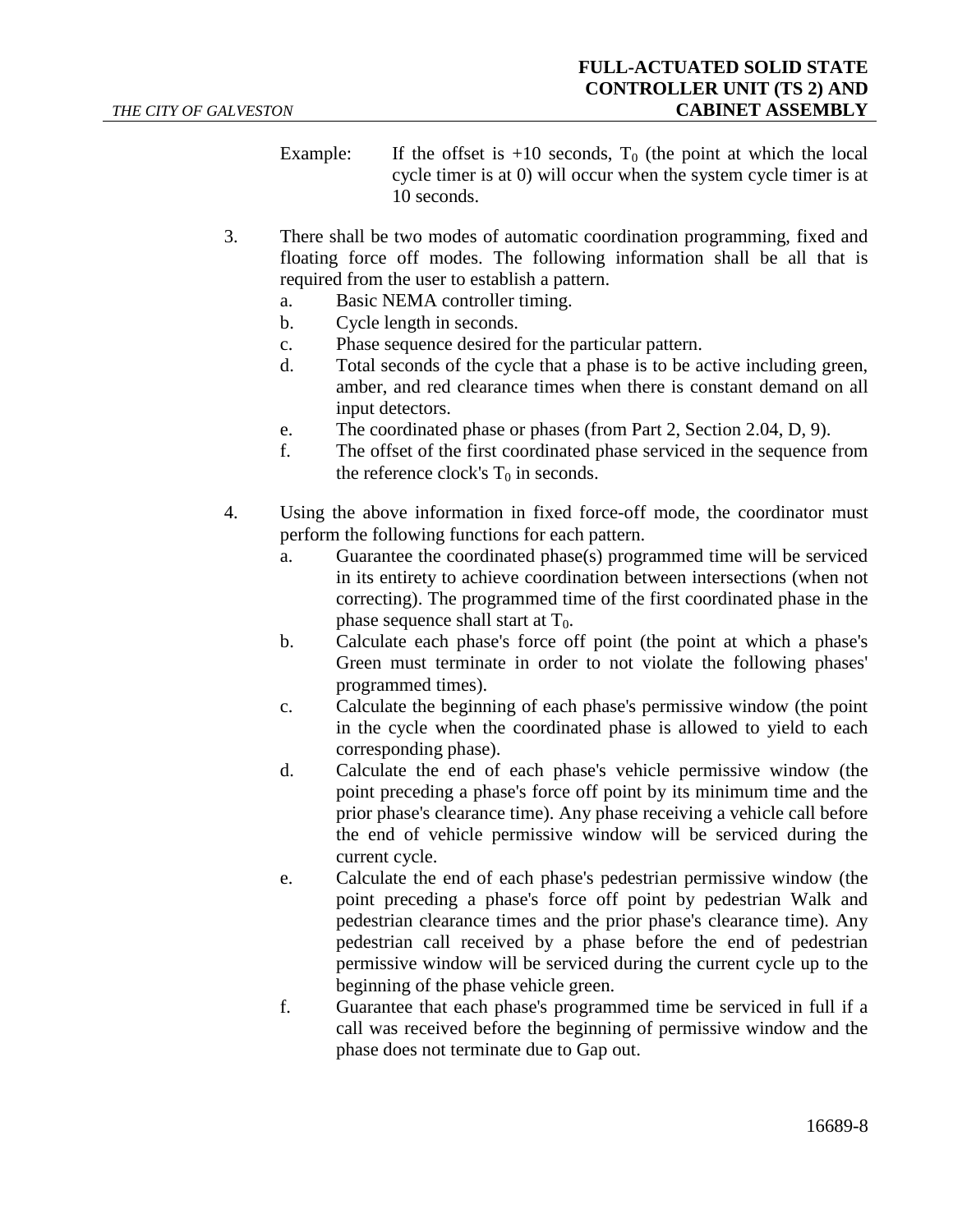Example: If the offset is +10 seconds, $T_0$ (the point at which the local cycle timer is at 0) will occur when the system cycle timer is at 10 seconds.

3. There shall be two modes of automatic coordination programming, fixed and floating force off modes. The following information shall be all that is required from the user to establish a pattern.
   a. Basic NEMA controller timing.
   b. Cycle length in seconds.
   c. Phase sequence desired for the particular pattern.
   d. Total seconds of the cycle that a phase is to be active including green, amber, and red clearance times when there is constant demand on all input detectors.
   e. The coordinated phase or phases (from Part 2, Section 2.04, D, 9).
   f. The offset of the first coordinated phase serviced in the sequence from the reference clock's $T_0$ in seconds.

4. Using the above information in fixed force-off mode, the coordinator must perform the following functions for each pattern.
   a. Guarantee the coordinated phase(s) programmed time will be serviced in its entirety to achieve coordination between intersections (when not correcting). The programmed time of the first coordinated phase in the phase sequence shall start at $T_0$.
   b. Calculate each phase's force off point (the point at which a phase's Green must terminate in order to not violate the following phases' programmed times).
   c. Calculate the beginning of each phase's permissive window (the point in the cycle when the coordinated phase is allowed to yield to each corresponding phase).
   d. Calculate the end of each phase's vehicle permissive window (the point preceding a phase's force off point by its minimum time and the prior phase's clearance time). Any phase receiving a vehicle call before the end of vehicle permissive window will be serviced during the current cycle.
   e. Calculate the end of each phase's pedestrian permissive window (the point preceding a phase's force off point by pedestrian Walk and pedestrian clearance times and the prior phase's clearance time). Any pedestrian call received by a phase before the end of pedestrian permissive window will be serviced during the current cycle up to the beginning of the phase vehicle green.
   f. Guarantee that each phase's programmed time be serviced in full if a call was received before the beginning of permissive window and the phase does not terminate due to Gap out.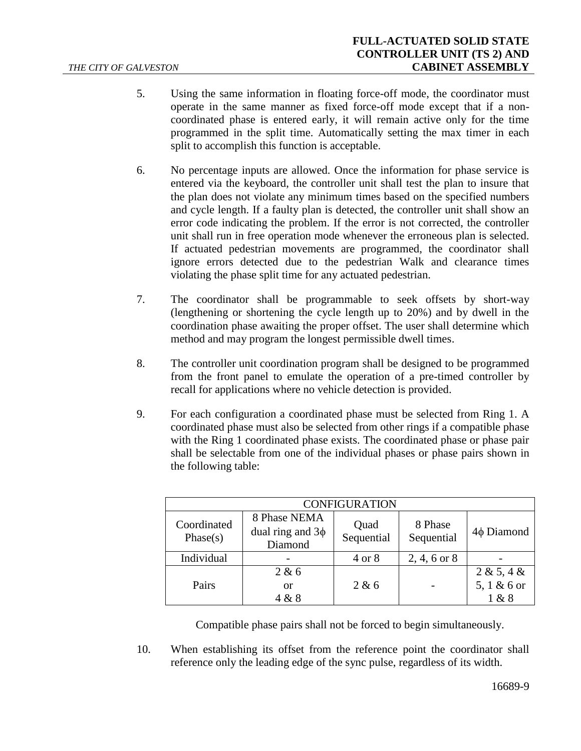5. Using the same information in floating force-off mode, the coordinator must operate in the same manner as fixed force-off mode except that if a non-coordinated phase is entered early, it will remain active only for the time programmed in the split time. Automatically setting the max timer in each split to accomplish this function is acceptable.

6. No percentage inputs are allowed. Once the information for phase service is entered via the keyboard, the controller unit shall test the plan to insure that the plan does not violate any minimum times based on the specified numbers and cycle length. If a faulty plan is detected, the controller unit shall show an error code indicating the problem. If the error is not corrected, the controller unit shall run in free operation mode whenever the erroneous plan is selected. If actuated pedestrian movements are programmed, the coordinator shall ignore errors detected due to the pedestrian Walk and clearance times violating the phase split time for any actuated pedestrian.

7. The coordinator shall be programmable to seek offsets by short-way (lengthening or shortening the cycle length up to 20%) and by dwell in the coordination phase awaiting the proper offset. The user shall determine which method and may program the longest permissible dwell times.

8. The controller unit coordination program shall be designed to be programmed from the front panel to emulate the operation of a pre-timed controller by recall for applications where no vehicle detection is provided.

9. For each configuration a coordinated phase must be selected from Ring 1. A coordinated phase must also be selected from other rings if a compatible phase with the Ring 1 coordinated phase exists. The coordinated phase or phase pair shall be selectable from one of the individual phases or phase pairs shown in the following table:

| CONFIGURATION | | | | |
|---|---|---|---|---|
| Coordinated Phase(s) | 8 Phase NEMA dual ring and 3ϕ Diamond | Quad Sequential | 8 Phase Sequential | 4ϕ Diamond |
| Individual | - | 4 or 8 | 2, 4, 6 or 8 | - |
| Pairs | 2 & 6 or 4 & 8 | 2 & 6 | - | 2 & 5, 4 & 5, 1 & 6 or 1 & 8 |

Compatible phase pairs shall not be forced to begin simultaneously.

10. When establishing its offset from the reference point the coordinator shall reference only the leading edge of the sync pulse, regardless of its width.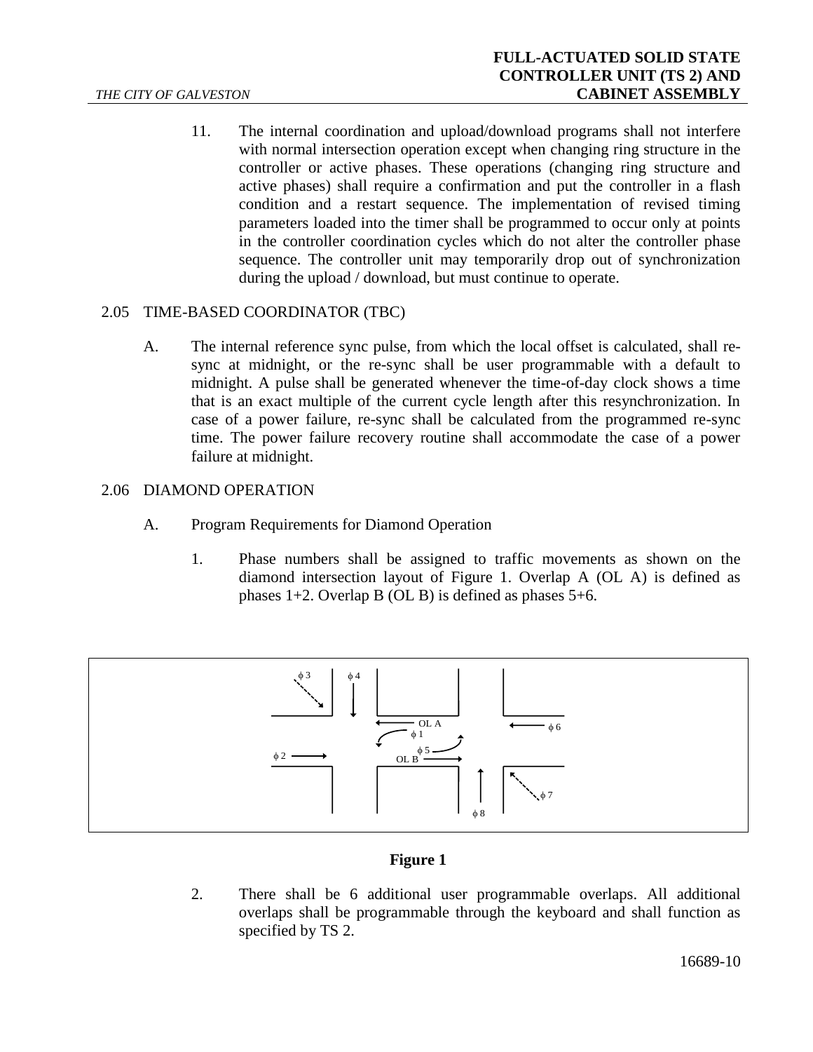11. The internal coordination and upload/download programs shall not interfere with normal intersection operation except when changing ring structure in the controller or active phases. These operations (changing ring structure and active phases) shall require a confirmation and put the controller in a flash condition and a restart sequence. The implementation of revised timing parameters loaded into the timer shall be programmed to occur only at points in the controller coordination cycles which do not alter the controller phase sequence. The controller unit may temporarily drop out of synchronization during the upload / download, but must continue to operate.

## 2.05 TIME-BASED COORDINATOR (TBC)

A. The internal reference sync pulse, from which the local offset is calculated, shall re-sync at midnight, or the re-sync shall be user programmable with a default to midnight. A pulse shall be generated whenever the time-of-day clock shows a time that is an exact multiple of the current cycle length after this resynchronization. In case of a power failure, re-sync shall be calculated from the programmed re-sync time. The power failure recovery routine shall accommodate the case of a power failure at midnight.

## 2.06 DIAMOND OPERATION

A. Program Requirements for Diamond Operation

1. Phase numbers shall be assigned to traffic movements as shown on the diamond intersection layout of Figure 1. Overlap A (OL A) is defined as phases 1+2. Overlap B (OL B) is defined as phases 5+6.

ϕ 3 ϕ 4 OL A ϕ 1 ϕ 6 ϕ 5 ϕ 2 OL B ϕ 7 ϕ 8

**Figure 1**

2. There shall be 6 additional user programmable overlaps. All additional overlaps shall be programmable through the keyboard and shall function as specified by TS 2.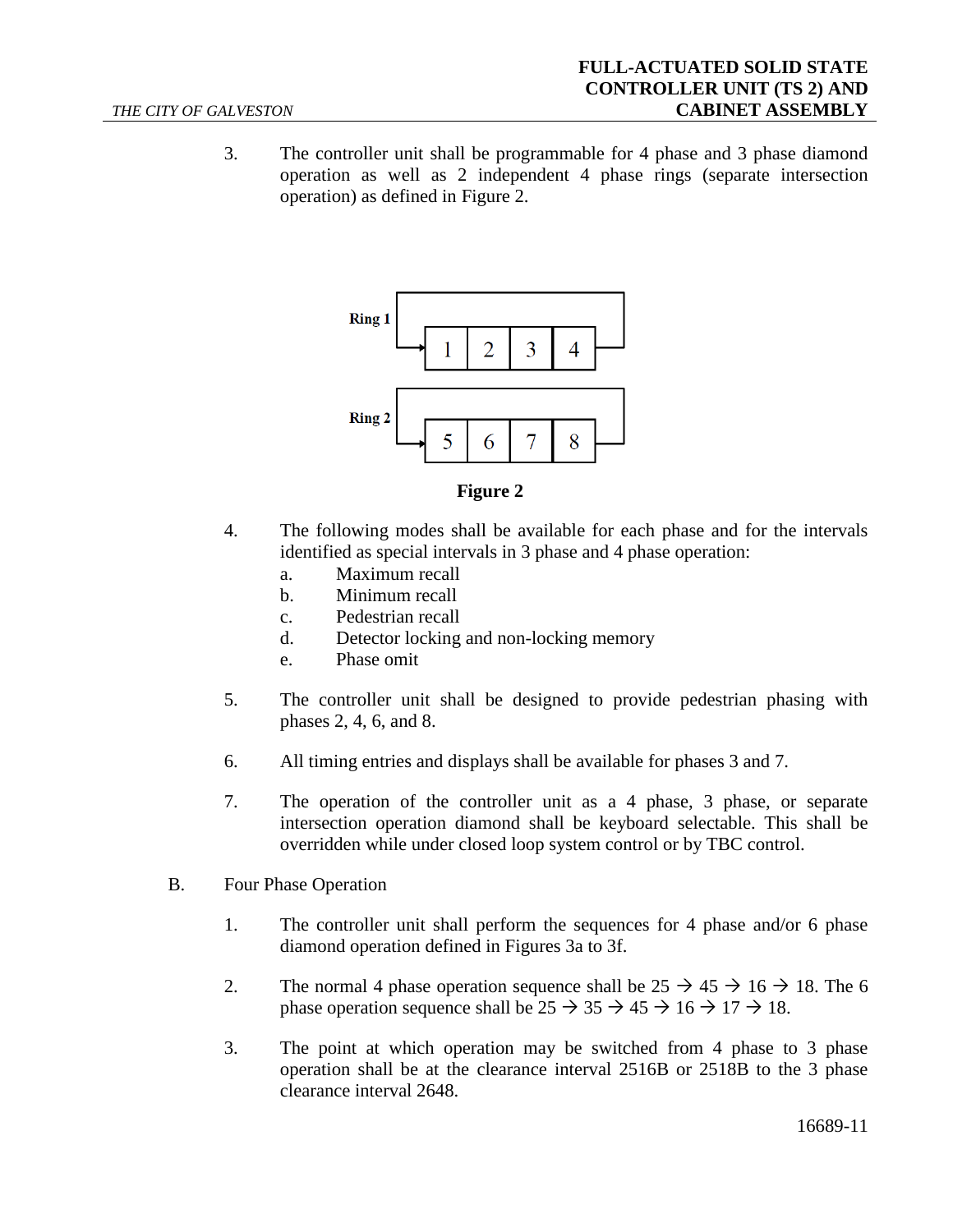3. The controller unit shall be programmable for 4 phase and 3 phase diamond operation as well as 2 independent 4 phase rings (separate intersection operation) as defined in Figure 2.

| Ring 1 | 1 | 2 | 3 | 4 |
|---|---|---|---|---|
| Ring 2 | 5 | 6 | 7 | 8 |

**Figure 2**

4. The following modes shall be available for each phase and for the intervals identified as special intervals in 3 phase and 4 phase operation:
   a. Maximum recall
   b. Minimum recall
   c. Pedestrian recall
   d. Detector locking and non-locking memory
   e. Phase omit

5. The controller unit shall be designed to provide pedestrian phasing with phases 2, 4, 6, and 8.

6. All timing entries and displays shall be available for phases 3 and 7.

7. The operation of the controller unit as a 4 phase, 3 phase, or separate intersection operation diamond shall be keyboard selectable. This shall be overridden while under closed loop system control or by TBC control.

B. Four Phase Operation

1. The controller unit shall perform the sequences for 4 phase and/or 6 phase diamond operation defined in Figures 3a to 3f.

2. The normal 4 phase operation sequence shall be 25 → 45 → 16 → 18. The 6 phase operation sequence shall be 25 → 35 → 45 → 16 → 17 → 18.

3. The point at which operation may be switched from 4 phase to 3 phase operation shall be at the clearance interval 2516B or 2518B to the 3 phase clearance interval 2648.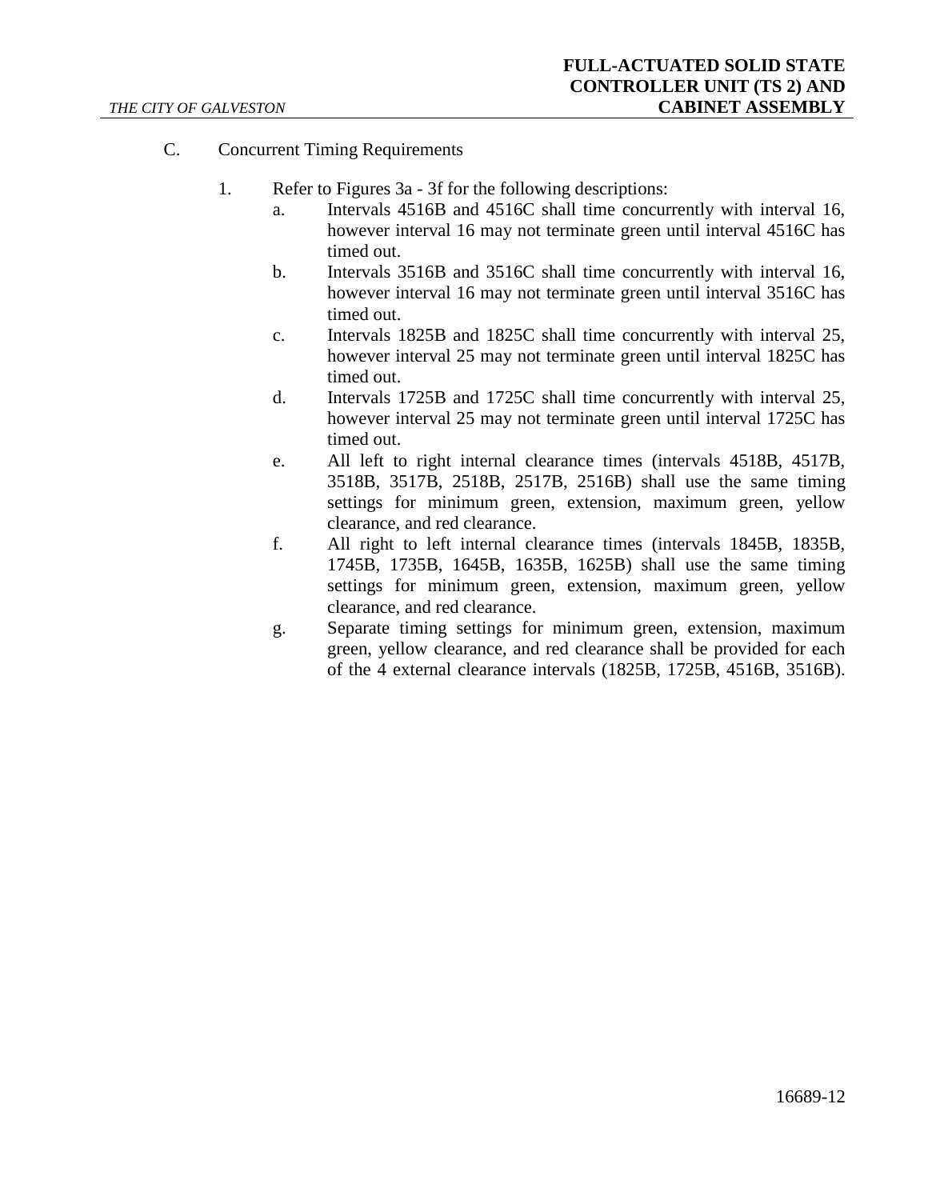C. Concurrent Timing Requirements

1. Refer to Figures 3a - 3f for the following descriptions:
    a. Intervals 4516B and 4516C shall time concurrently with interval 16, however interval 16 may not terminate green until interval 4516C has timed out.
    b. Intervals 3516B and 3516C shall time concurrently with interval 16, however interval 16 may not terminate green until interval 3516C has timed out.
    c. Intervals 1825B and 1825C shall time concurrently with interval 25, however interval 25 may not terminate green until interval 1825C has timed out.
    d. Intervals 1725B and 1725C shall time concurrently with interval 25, however interval 25 may not terminate green until interval 1725C has timed out.
    e. All left to right internal clearance times (intervals 4518B, 4517B, 3518B, 3517B, 2518B, 2517B, 2516B) shall use the same timing settings for minimum green, extension, maximum green, yellow clearance, and red clearance.
    f. All right to left internal clearance times (intervals 1845B, 1835B, 1745B, 1735B, 1645B, 1635B, 1625B) shall use the same timing settings for minimum green, extension, maximum green, yellow clearance, and red clearance.
    g. Separate timing settings for minimum green, extension, maximum green, yellow clearance, and red clearance shall be provided for each of the 4 external clearance intervals (1825B, 1725B, 4516B, 3516B).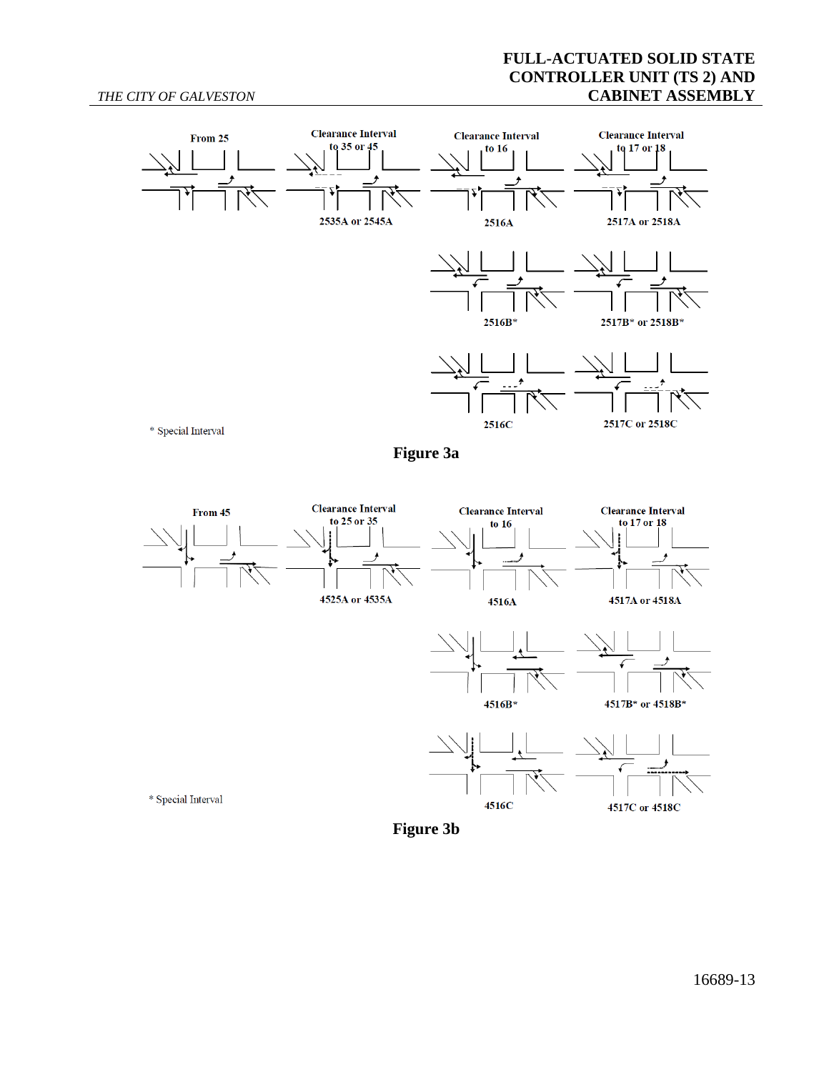From 25

Clearance Interval to 35 or 45

Clearance Interval to 16

Clearance Interval to 17 or 18

2535A or 2545A

2516A

2517A or 2518A

2516B*

2517B* or 2518B*

2516C

2517C or 2518C

* Special Interval

**Figure 3a**

From 45

Clearance Interval to 25 or 35

Clearance Interval to 16

Clearance Interval to 17 or 18

4525A or 4535A

4516A

4517A or 4518A

4516B*

4517B* or 4518B*

4516C

4517C or 4518C

* Special Interval

**Figure 3b**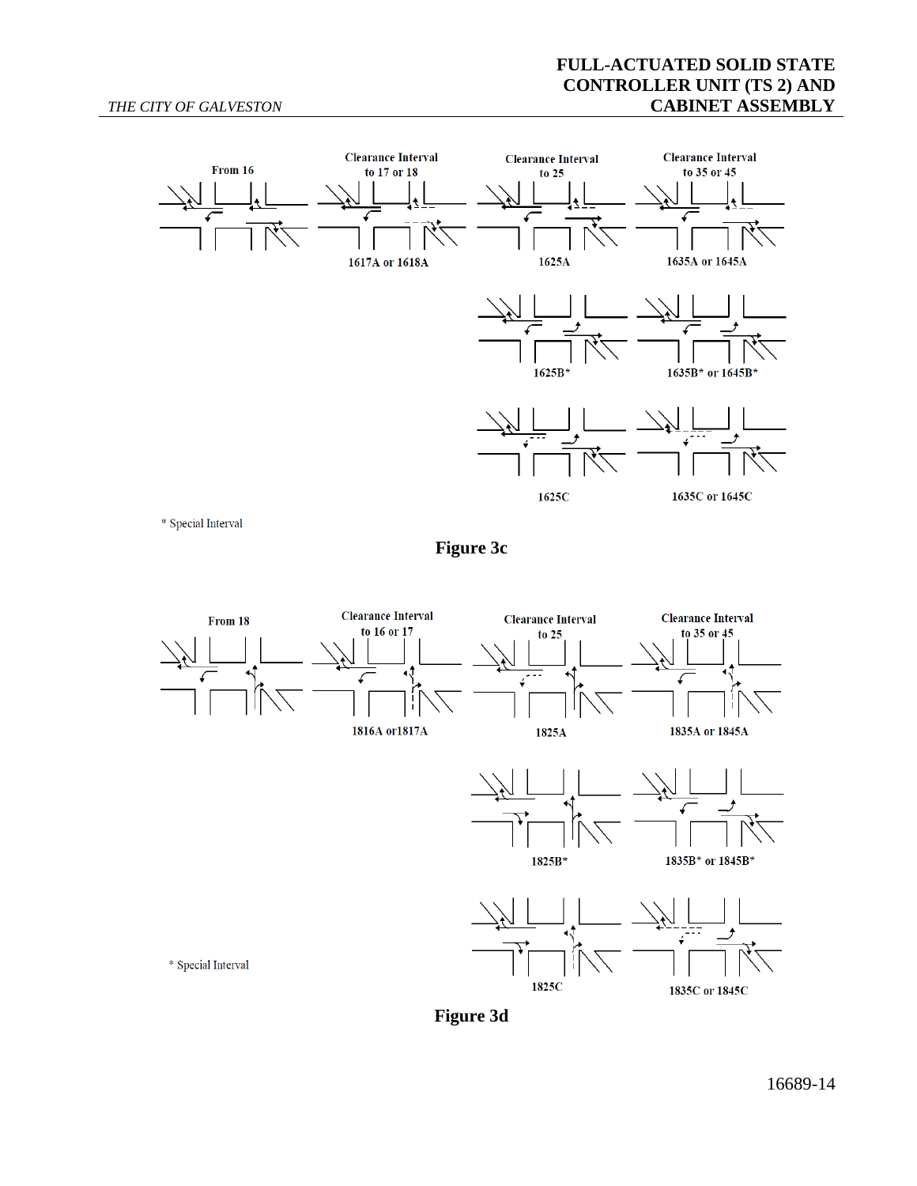From 16

Clearance Interval to 17 or 18

1617A or 1618A

Clearance Interval to 25

1625A

Clearance Interval to 35 or 45

1635A or 1645A

1625B*

1635B* or 1645B*

1625C

1635C or 1645C

* Special Interval

**Figure 3c**

From 18

Clearance Interval to 16 or 17

1816A or1817A

Clearance Interval to 25

1825A

Clearance Interval to 35 or 45

1835A or 1845A

1825B*

1835B* or 1845B*

* Special Interval

1825C

1835C or 1845C

**Figure 3d**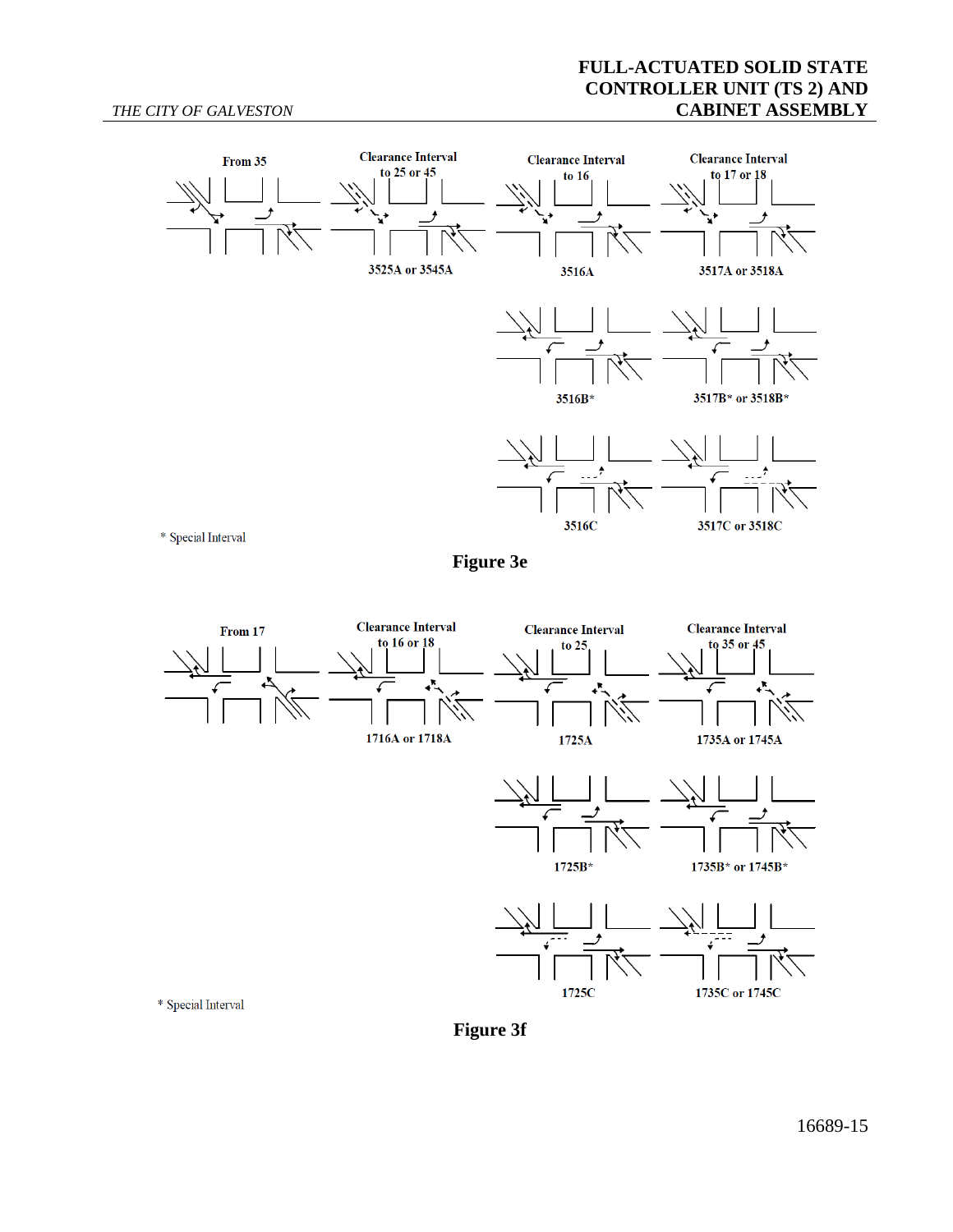From 35

Clearance Interval to 25 or 45

3525A or 3545A

Clearance Interval to 16

3516A

Clearance Interval to 17 or 18

3517A or 3518A

3516B*

3517B* or 3518B*

3516C

3517C or 3518C

* Special Interval

**Figure 3e**

From 17

Clearance Interval to 16 or 18

1716A or 1718A

Clearance Interval to 25

1725A

Clearance Interval to 35 or 45

1735A or 1745A

1725B*

1735B* or 1745B*

1725C

1735C or 1745C

* Special Interval

**Figure 3f**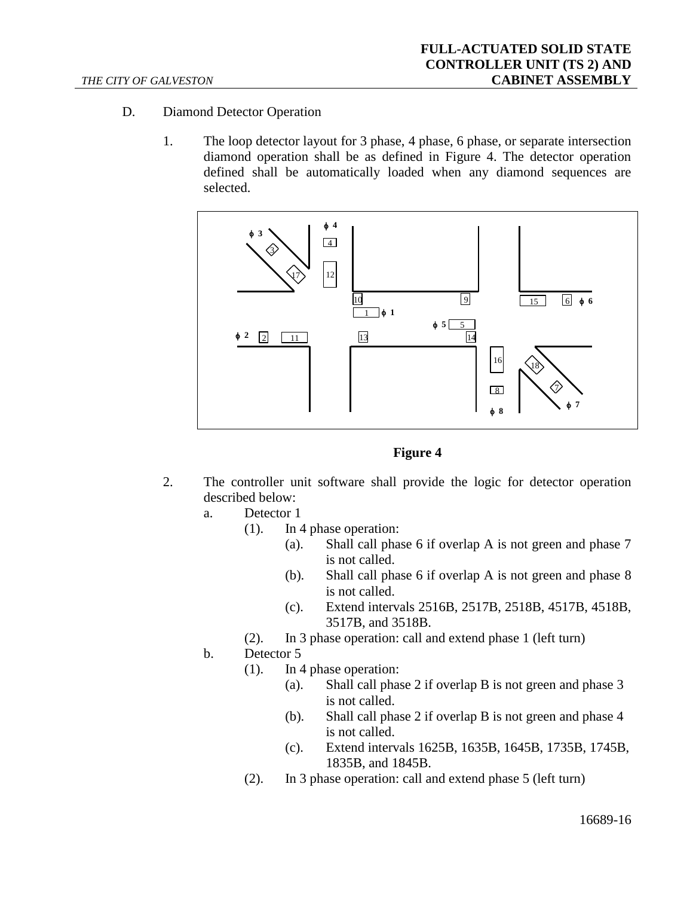D. Diamond Detector Operation

1. The loop detector layout for 3 phase, 4 phase, 6 phase, or separate intersection diamond operation shall be as defined in Figure 4. The detector operation defined shall be automatically loaded when any diamond sequences are selected.

**Figure 4**

2. The controller unit software shall provide the logic for detector operation described below:
   a. Detector 1
      (1). In 4 phase operation:
         (a). Shall call phase 6 if overlap A is not green and phase 7 is not called.
         (b). Shall call phase 6 if overlap A is not green and phase 8 is not called.
         (c). Extend intervals 2516B, 2517B, 2518B, 4517B, 4518B, 3517B, and 3518B.
      (2). In 3 phase operation: call and extend phase 1 (left turn)
   b. Detector 5
      (1). In 4 phase operation:
         (a). Shall call phase 2 if overlap B is not green and phase 3 is not called.
         (b). Shall call phase 2 if overlap B is not green and phase 4 is not called.
         (c). Extend intervals 1625B, 1635B, 1645B, 1735B, 1745B, 1835B, and 1845B.
      (2). In 3 phase operation: call and extend phase 5 (left turn)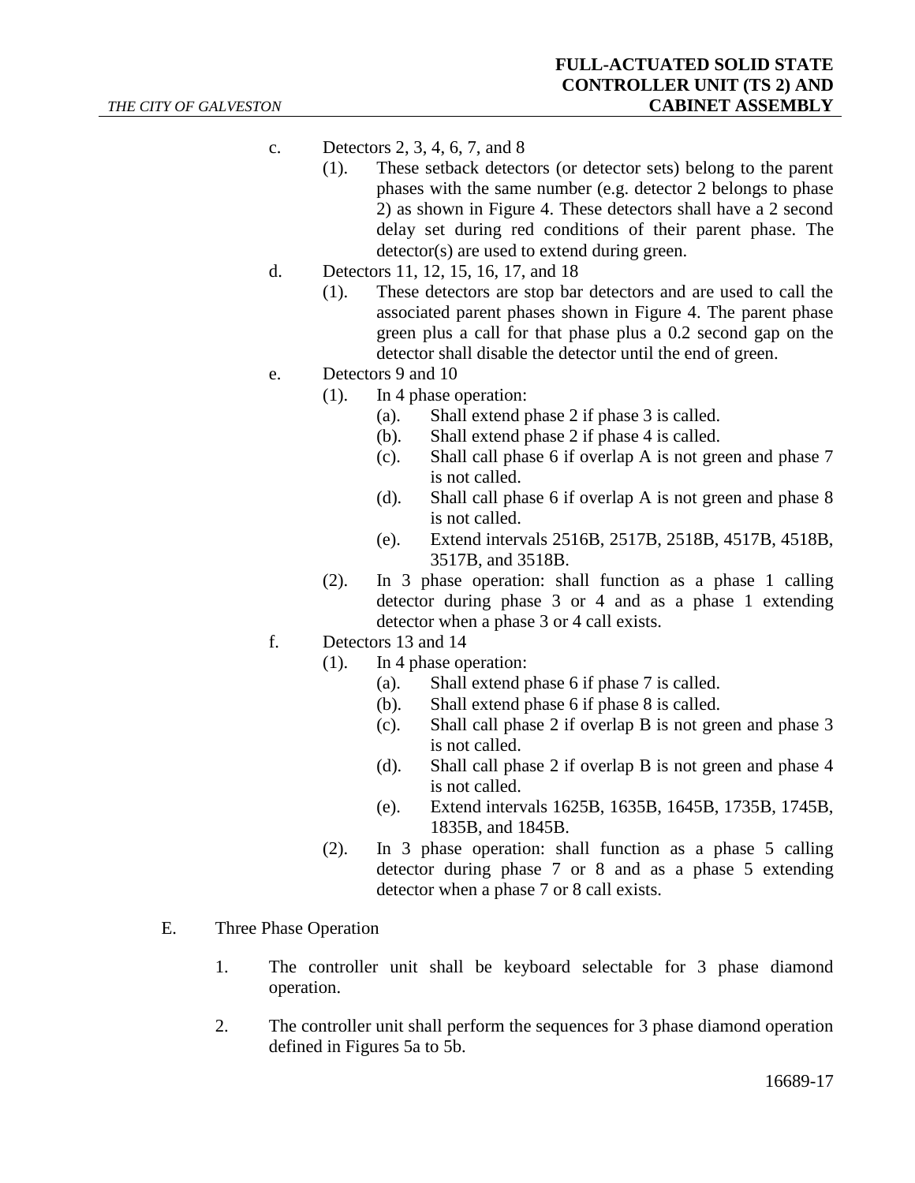c. Detectors 2, 3, 4, 6, 7, and 8
   - (1). These setback detectors (or detector sets) belong to the parent phases with the same number (e.g. detector 2 belongs to phase 2) as shown in Figure 4. These detectors shall have a 2 second delay set during red conditions of their parent phase. The detector(s) are used to extend during green.

d. Detectors 11, 12, 15, 16, 17, and 18
   - (1). These detectors are stop bar detectors and are used to call the associated parent phases shown in Figure 4. The parent phase green plus a call for that phase plus a 0.2 second gap on the detector shall disable the detector until the end of green.

e. Detectors 9 and 10
   - (1). In 4 phase operation:
     - (a). Shall extend phase 2 if phase 3 is called.
     - (b). Shall extend phase 2 if phase 4 is called.
     - (c). Shall call phase 6 if overlap A is not green and phase 7 is not called.
     - (d). Shall call phase 6 if overlap A is not green and phase 8 is not called.
     - (e). Extend intervals 2516B, 2517B, 2518B, 4517B, 4518B, 3517B, and 3518B.
   - (2). In 3 phase operation: shall function as a phase 1 calling detector during phase 3 or 4 and as a phase 1 extending detector when a phase 3 or 4 call exists.

f. Detectors 13 and 14
   - (1). In 4 phase operation:
     - (a). Shall extend phase 6 if phase 7 is called.
     - (b). Shall extend phase 6 if phase 8 is called.
     - (c). Shall call phase 2 if overlap B is not green and phase 3 is not called.
     - (d). Shall call phase 2 if overlap B is not green and phase 4 is not called.
     - (e). Extend intervals 1625B, 1635B, 1645B, 1735B, 1745B, 1835B, and 1845B.
   - (2). In 3 phase operation: shall function as a phase 5 calling detector during phase 7 or 8 and as a phase 5 extending detector when a phase 7 or 8 call exists.

E. Three Phase Operation

1. The controller unit shall be keyboard selectable for 3 phase diamond operation.

2. The controller unit shall perform the sequences for 3 phase diamond operation defined in Figures 5a to 5b.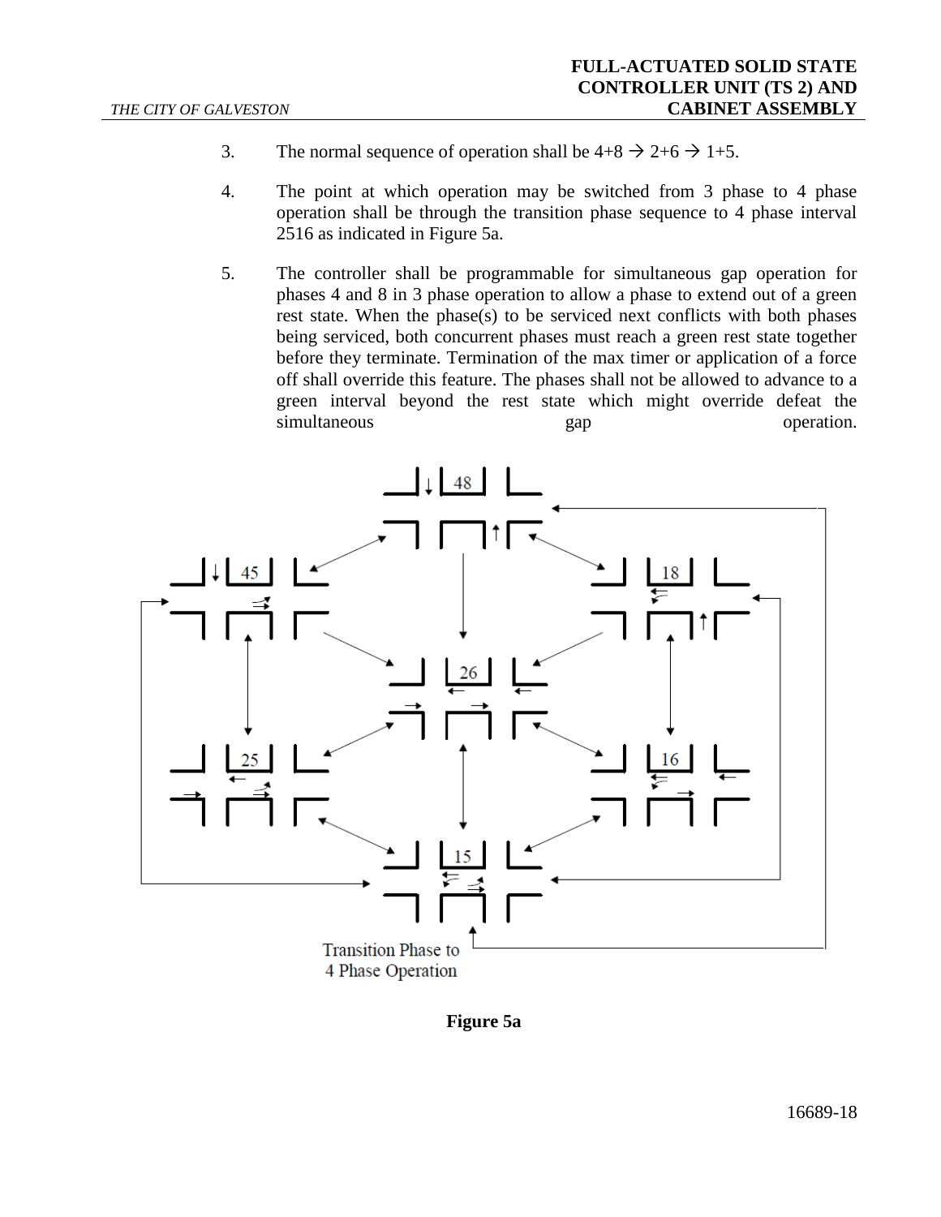3. The normal sequence of operation shall be 4+8 → 2+6 → 1+5.

4. The point at which operation may be switched from 3 phase to 4 phase operation shall be through the transition phase sequence to 4 phase interval 2516 as indicated in Figure 5a.

5. The controller shall be programmable for simultaneous gap operation for phases 4 and 8 in 3 phase operation to allow a phase to extend out of a green rest state. When the phase(s) to be serviced next conflicts with both phases being serviced, both concurrent phases must reach a green rest state together before they terminate. Termination of the max timer or application of a force off shall override this feature. The phases shall not be allowed to advance to a green interval beyond the rest state which might override defeat the simultaneous gap operation.

48

45

18

26

25

16

15

Transition Phase to 4 Phase Operation

**Figure 5a**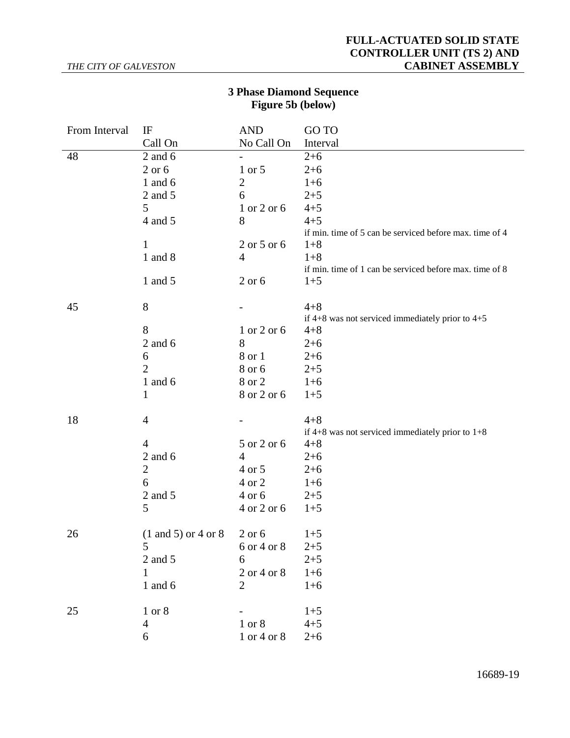## 3 Phase Diamond Sequence
### Figure 5b (below)

| From Interval | IF Call On | AND No Call On | GO TO Interval |
|---|---|---|---|
| 48 | 2 and 6 | - | 2+6 |
| | 2 or 6 | 1 or 5 | 2+6 |
| | 1 and 6 | 2 | 1+6 |
| | 2 and 5 | 6 | 2+5 |
| | 5 | 1 or 2 or 6 | 4+5 |
| | 4 and 5 | 8 | 4+5 if min. time of 5 can be serviced before max. time of 4 |
| | 1 | 2 or 5 or 6 | 1+8 |
| | 1 and 8 | 4 | 1+8 if min. time of 1 can be serviced before max. time of 8 |
| | 1 and 5 | 2 or 6 | 1+5 |
| 45 | 8 | - | 4+8 if 4+8 was not serviced immediately prior to 4+5 |
| | 8 | 1 or 2 or 6 | 4+8 |
| | 2 and 6 | 8 | 2+6 |
| | 6 | 8 or 1 | 2+6 |
| | 2 | 8 or 6 | 2+5 |
| | 1 and 6 | 8 or 2 | 1+6 |
| | 1 | 8 or 2 or 6 | 1+5 |
| 18 | 4 | - | 4+8 if 4+8 was not serviced immediately prior to 1+8 |
| | 4 | 5 or 2 or 6 | 4+8 |
| | 2 and 6 | 4 | 2+6 |
| | 2 | 4 or 5 | 2+6 |
| | 6 | 4 or 2 | 1+6 |
| | 2 and 5 | 4 or 6 | 2+5 |
| | 5 | 4 or 2 or 6 | 1+5 |
| 26 | (1 and 5) or 4 or 8 | 2 or 6 | 1+5 |
| | 5 | 6 or 4 or 8 | 2+5 |
| | 2 and 5 | 6 | 2+5 |
| | 1 | 2 or 4 or 8 | 1+6 |
| | 1 and 6 | 2 | 1+6 |
| 25 | 1 or 8 | - | 1+5 |
| | 4 | 1 or 8 | 4+5 |
| | 6 | 1 or 4 or 8 | 2+6 |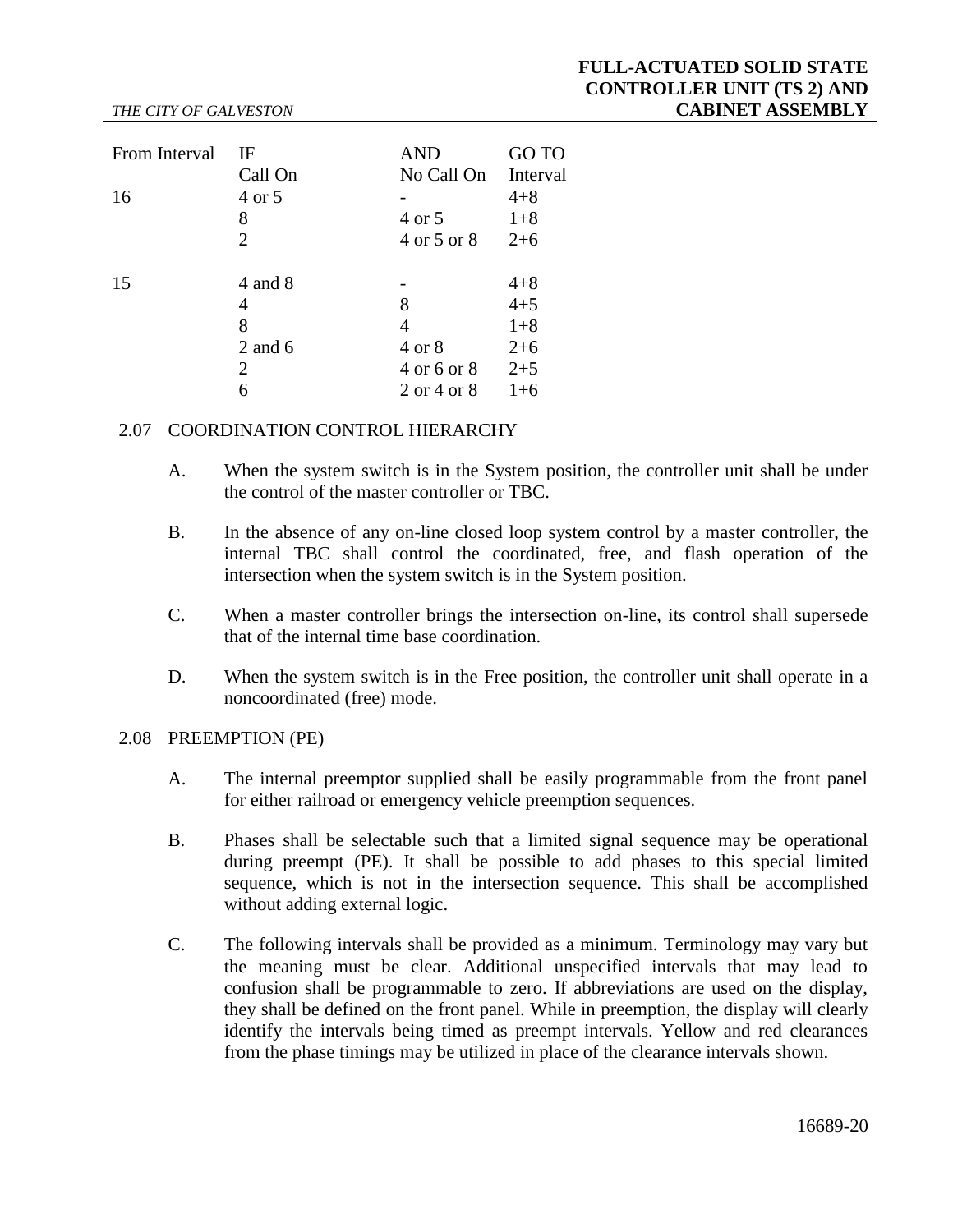| From Interval | IF Call On | AND No Call On | GO TO Interval |
|---|---|---|---|
| 16 | 4 or 5 | - | 4+8 |
| | 8 | 4 or 5 | 1+8 |
| | 2 | 4 or 5 or 8 | 2+6 |
| 15 | 4 and 8 | - | 4+8 |
| | 4 | 8 | 4+5 |
| | 8 | 4 | 1+8 |
| | 2 and 6 | 4 or 8 | 2+6 |
| | 2 | 4 or 6 or 8 | 2+5 |
| | 6 | 2 or 4 or 8 | 1+6 |

## 2.07 COORDINATION CONTROL HIERARCHY

A. When the system switch is in the System position, the controller unit shall be under the control of the master controller or TBC.

B. In the absence of any on-line closed loop system control by a master controller, the internal TBC shall control the coordinated, free, and flash operation of the intersection when the system switch is in the System position.

C. When a master controller brings the intersection on-line, its control shall supersede that of the internal time base coordination.

D. When the system switch is in the Free position, the controller unit shall operate in a noncoordinated (free) mode.

## 2.08 PREEMPTION (PE)

A. The internal preemptor supplied shall be easily programmable from the front panel for either railroad or emergency vehicle preemption sequences.

B. Phases shall be selectable such that a limited signal sequence may be operational during preempt (PE). It shall be possible to add phases to this special limited sequence, which is not in the intersection sequence. This shall be accomplished without adding external logic.

C. The following intervals shall be provided as a minimum. Terminology may vary but the meaning must be clear. Additional unspecified intervals that may lead to confusion shall be programmable to zero. If abbreviations are used on the display, they shall be defined on the front panel. While in preemption, the display will clearly identify the intervals being timed as preempt intervals. Yellow and red clearances from the phase timings may be utilized in place of the clearance intervals shown.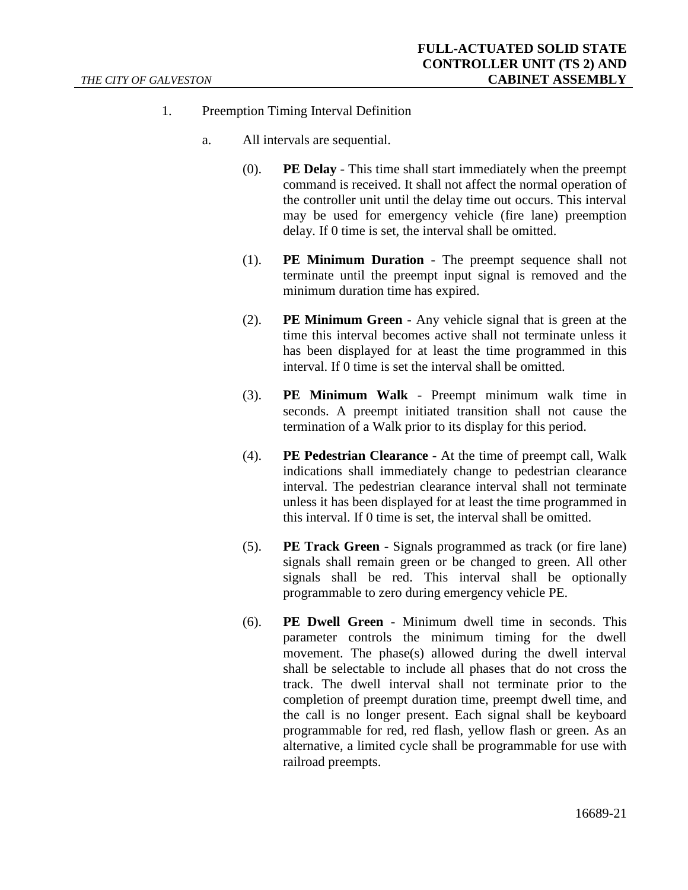1. Preemption Timing Interval Definition

   a. All intervals are sequential.

      (0). **PE Delay** - This time shall start immediately when the preempt command is received. It shall not affect the normal operation of the controller unit until the delay time out occurs. This interval may be used for emergency vehicle (fire lane) preemption delay. If 0 time is set, the interval shall be omitted.

      (1). **PE Minimum Duration** - The preempt sequence shall not terminate until the preempt input signal is removed and the minimum duration time has expired.

      (2). **PE Minimum Green** - Any vehicle signal that is green at the time this interval becomes active shall not terminate unless it has been displayed for at least the time programmed in this interval. If 0 time is set the interval shall be omitted.

      (3). **PE Minimum Walk** - Preempt minimum walk time in seconds. A preempt initiated transition shall not cause the termination of a Walk prior to its display for this period.

      (4). **PE Pedestrian Clearance** - At the time of preempt call, Walk indications shall immediately change to pedestrian clearance interval. The pedestrian clearance interval shall not terminate unless it has been displayed for at least the time programmed in this interval. If 0 time is set, the interval shall be omitted.

      (5). **PE Track Green** - Signals programmed as track (or fire lane) signals shall remain green or be changed to green. All other signals shall be red. This interval shall be optionally programmable to zero during emergency vehicle PE.

      (6). **PE Dwell Green** - Minimum dwell time in seconds. This parameter controls the minimum timing for the dwell movement. The phase(s) allowed during the dwell interval shall be selectable to include all phases that do not cross the track. The dwell interval shall not terminate prior to the completion of preempt duration time, preempt dwell time, and the call is no longer present. Each signal shall be keyboard programmable for red, red flash, yellow flash or green. As an alternative, a limited cycle shall be programmable for use with railroad preempts.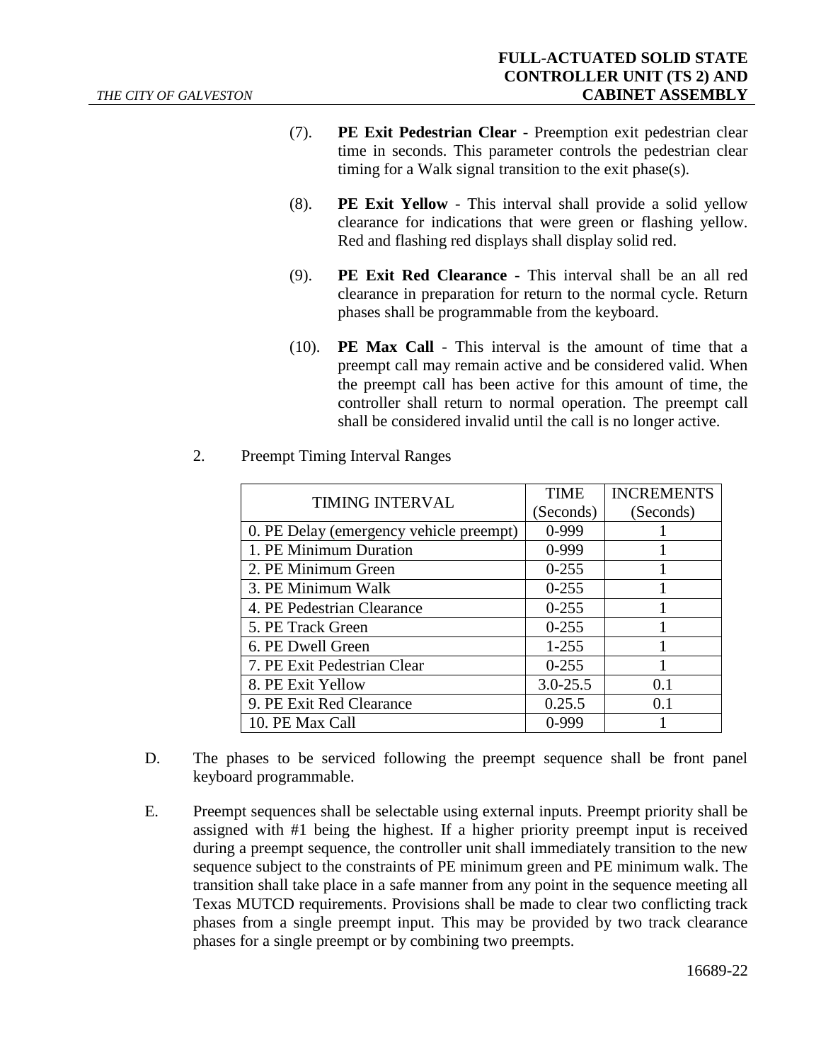(7). **PE Exit Pedestrian Clear** - Preemption exit pedestrian clear time in seconds. This parameter controls the pedestrian clear timing for a Walk signal transition to the exit phase(s).

(8). **PE Exit Yellow** - This interval shall provide a solid yellow clearance for indications that were green or flashing yellow. Red and flashing red displays shall display solid red.

(9). **PE Exit Red Clearance** - This interval shall be an all red clearance in preparation for return to the normal cycle. Return phases shall be programmable from the keyboard.

(10). **PE Max Call** - This interval is the amount of time that a preempt call may remain active and be considered valid. When the preempt call has been active for this amount of time, the controller shall return to normal operation. The preempt call shall be considered invalid until the call is no longer active.

2. Preempt Timing Interval Ranges

| TIMING INTERVAL | TIME (Seconds) | INCREMENTS (Seconds) |
|---|---|---|
| 0. PE Delay (emergency vehicle preempt) | 0-999 | 1 |
| 1. PE Minimum Duration | 0-999 | 1 |
| 2. PE Minimum Green | 0-255 | 1 |
| 3. PE Minimum Walk | 0-255 | 1 |
| 4. PE Pedestrian Clearance | 0-255 | 1 |
| 5. PE Track Green | 0-255 | 1 |
| 6. PE Dwell Green | 1-255 | 1 |
| 7. PE Exit Pedestrian Clear | 0-255 | 1 |
| 8. PE Exit Yellow | 3.0-25.5 | 0.1 |
| 9. PE Exit Red Clearance | 0.25.5 | 0.1 |
| 10. PE Max Call | 0-999 | 1 |

D. The phases to be serviced following the preempt sequence shall be front panel keyboard programmable.

E. Preempt sequences shall be selectable using external inputs. Preempt priority shall be assigned with #1 being the highest. If a higher priority preempt input is received during a preempt sequence, the controller unit shall immediately transition to the new sequence subject to the constraints of PE minimum green and PE minimum walk. The transition shall take place in a safe manner from any point in the sequence meeting all Texas MUTCD requirements. Provisions shall be made to clear two conflicting track phases from a single preempt input. This may be provided by two track clearance phases for a single preempt or by combining two preempts.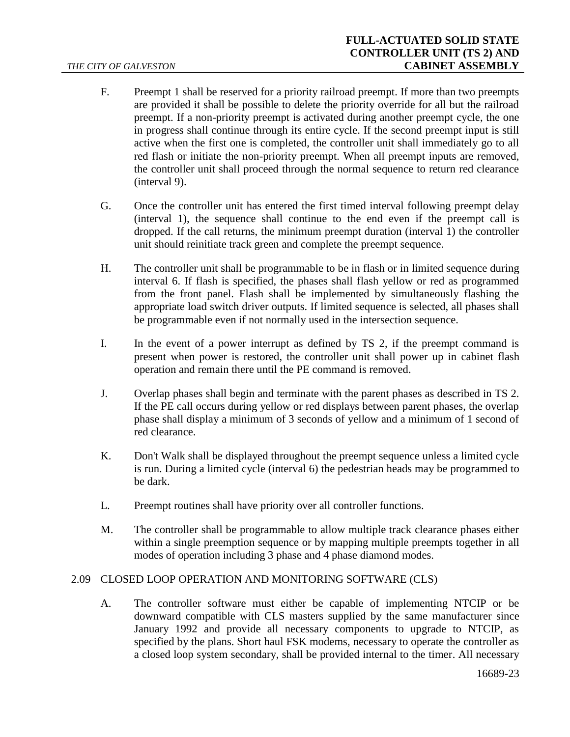F. Preempt 1 shall be reserved for a priority railroad preempt. If more than two preempts are provided it shall be possible to delete the priority override for all but the railroad preempt. If a non-priority preempt is activated during another preempt cycle, the one in progress shall continue through its entire cycle. If the second preempt input is still active when the first one is completed, the controller unit shall immediately go to all red flash or initiate the non-priority preempt. When all preempt inputs are removed, the controller unit shall proceed through the normal sequence to return red clearance (interval 9).

G. Once the controller unit has entered the first timed interval following preempt delay (interval 1), the sequence shall continue to the end even if the preempt call is dropped. If the call returns, the minimum preempt duration (interval 1) the controller unit should reinitiate track green and complete the preempt sequence.

H. The controller unit shall be programmable to be in flash or in limited sequence during interval 6. If flash is specified, the phases shall flash yellow or red as programmed from the front panel. Flash shall be implemented by simultaneously flashing the appropriate load switch driver outputs. If limited sequence is selected, all phases shall be programmable even if not normally used in the intersection sequence.

I. In the event of a power interrupt as defined by TS 2, if the preempt command is present when power is restored, the controller unit shall power up in cabinet flash operation and remain there until the PE command is removed.

J. Overlap phases shall begin and terminate with the parent phases as described in TS 2. If the PE call occurs during yellow or red displays between parent phases, the overlap phase shall display a minimum of 3 seconds of yellow and a minimum of 1 second of red clearance.

K. Don't Walk shall be displayed throughout the preempt sequence unless a limited cycle is run. During a limited cycle (interval 6) the pedestrian heads may be programmed to be dark.

L. Preempt routines shall have priority over all controller functions.

M. The controller shall be programmable to allow multiple track clearance phases either within a single preemption sequence or by mapping multiple preempts together in all modes of operation including 3 phase and 4 phase diamond modes.

## 2.09 CLOSED LOOP OPERATION AND MONITORING SOFTWARE (CLS)

A. The controller software must either be capable of implementing NTCIP or be downward compatible with CLS masters supplied by the same manufacturer since January 1992 and provide all necessary components to upgrade to NTCIP, as specified by the plans. Short haul FSK modems, necessary to operate the controller as a closed loop system secondary, shall be provided internal to the timer. All necessary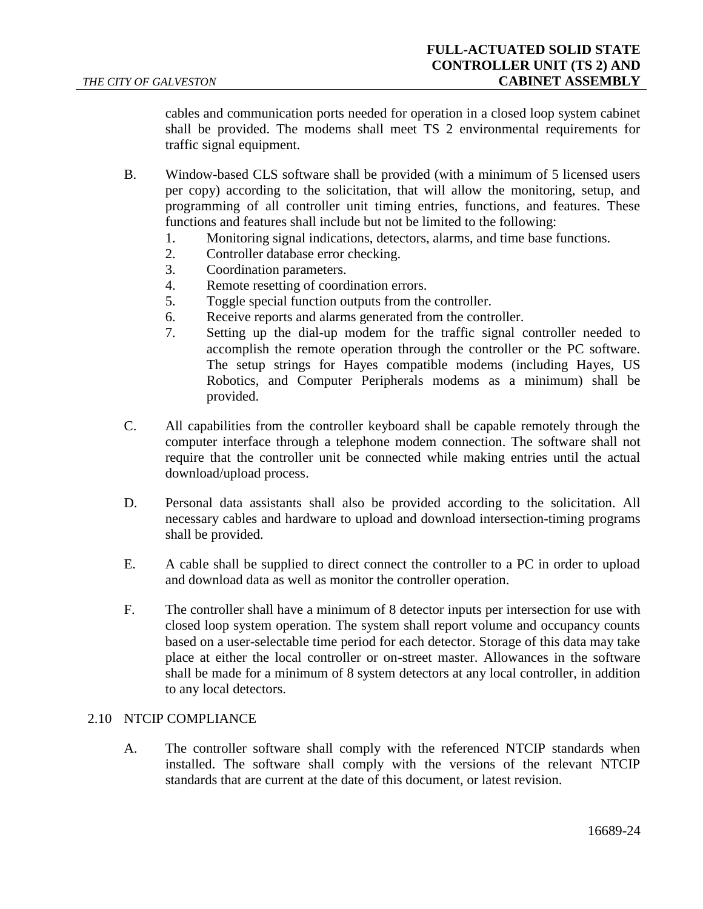cables and communication ports needed for operation in a closed loop system cabinet shall be provided. The modems shall meet TS 2 environmental requirements for traffic signal equipment.

B. Window-based CLS software shall be provided (with a minimum of 5 licensed users per copy) according to the solicitation, that will allow the monitoring, setup, and programming of all controller unit timing entries, functions, and features. These functions and features shall include but not be limited to the following:
   1. Monitoring signal indications, detectors, alarms, and time base functions.
   2. Controller database error checking.
   3. Coordination parameters.
   4. Remote resetting of coordination errors.
   5. Toggle special function outputs from the controller.
   6. Receive reports and alarms generated from the controller.
   7. Setting up the dial-up modem for the traffic signal controller needed to accomplish the remote operation through the controller or the PC software. The setup strings for Hayes compatible modems (including Hayes, US Robotics, and Computer Peripherals modems as a minimum) shall be provided.

C. All capabilities from the controller keyboard shall be capable remotely through the computer interface through a telephone modem connection. The software shall not require that the controller unit be connected while making entries until the actual download/upload process.

D. Personal data assistants shall also be provided according to the solicitation. All necessary cables and hardware to upload and download intersection-timing programs shall be provided.

E. A cable shall be supplied to direct connect the controller to a PC in order to upload and download data as well as monitor the controller operation.

F. The controller shall have a minimum of 8 detector inputs per intersection for use with closed loop system operation. The system shall report volume and occupancy counts based on a user-selectable time period for each detector. Storage of this data may take place at either the local controller or on-street master. Allowances in the software shall be made for a minimum of 8 system detectors at any local controller, in addition to any local detectors.

## 2.10 NTCIP COMPLIANCE

A. The controller software shall comply with the referenced NTCIP standards when installed. The software shall comply with the versions of the relevant NTCIP standards that are current at the date of this document, or latest revision.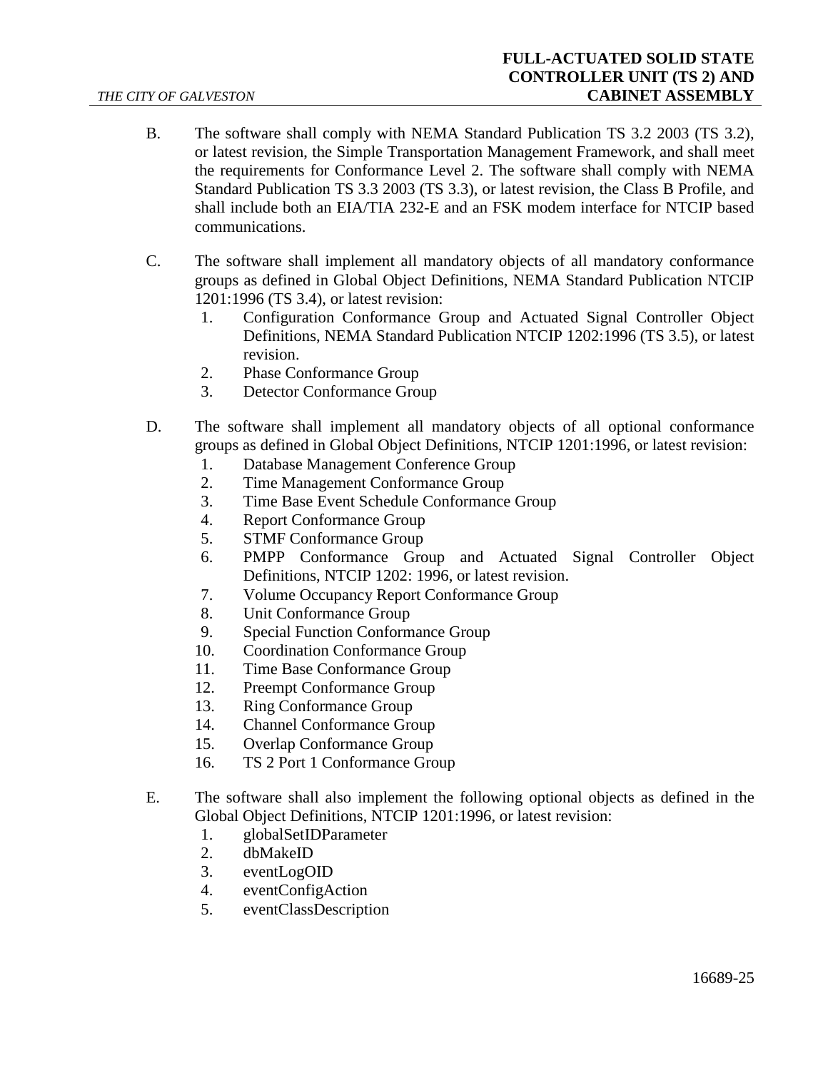B. The software shall comply with NEMA Standard Publication TS 3.2 2003 (TS 3.2), or latest revision, the Simple Transportation Management Framework, and shall meet the requirements for Conformance Level 2. The software shall comply with NEMA Standard Publication TS 3.3 2003 (TS 3.3), or latest revision, the Class B Profile, and shall include both an EIA/TIA 232-E and an FSK modem interface for NTCIP based communications.

C. The software shall implement all mandatory objects of all mandatory conformance groups as defined in Global Object Definitions, NEMA Standard Publication NTCIP 1201:1996 (TS 3.4), or latest revision:
   1. Configuration Conformance Group and Actuated Signal Controller Object Definitions, NEMA Standard Publication NTCIP 1202:1996 (TS 3.5), or latest revision.
   2. Phase Conformance Group
   3. Detector Conformance Group

D. The software shall implement all mandatory objects of all optional conformance groups as defined in Global Object Definitions, NTCIP 1201:1996, or latest revision:
   1. Database Management Conference Group
   2. Time Management Conformance Group
   3. Time Base Event Schedule Conformance Group
   4. Report Conformance Group
   5. STMF Conformance Group
   6. PMPP Conformance Group and Actuated Signal Controller Object Definitions, NTCIP 1202: 1996, or latest revision.
   7. Volume Occupancy Report Conformance Group
   8. Unit Conformance Group
   9. Special Function Conformance Group
   10. Coordination Conformance Group
   11. Time Base Conformance Group
   12. Preempt Conformance Group
   13. Ring Conformance Group
   14. Channel Conformance Group
   15. Overlap Conformance Group
   16. TS 2 Port 1 Conformance Group

E. The software shall also implement the following optional objects as defined in the Global Object Definitions, NTCIP 1201:1996, or latest revision:
   1. globalSetIDParameter
   2. dbMakeID
   3. eventLogOID
   4. eventConfigAction
   5. eventClassDescription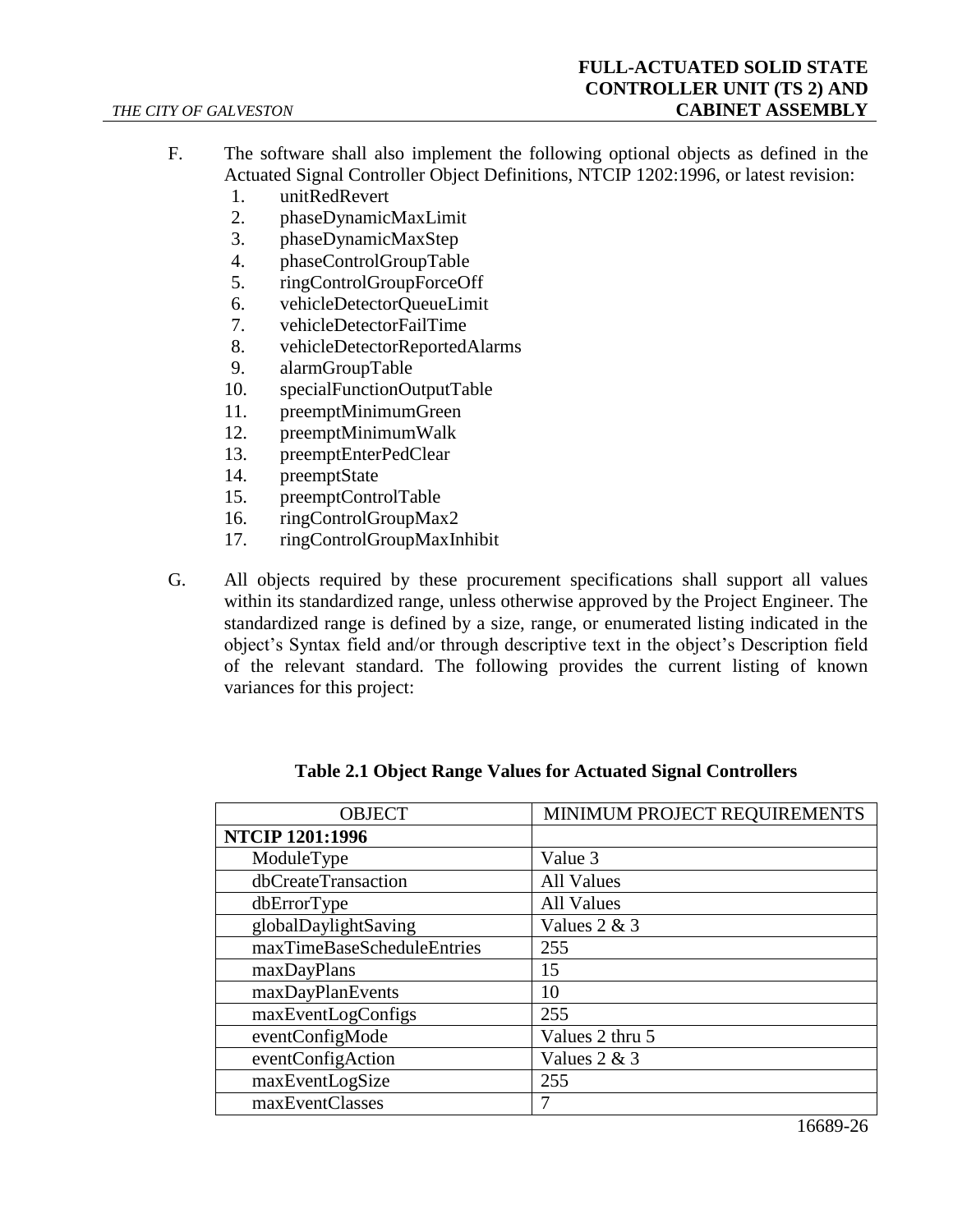F. The software shall also implement the following optional objects as defined in the Actuated Signal Controller Object Definitions, NTCIP 1202:1996, or latest revision:

1. unitRedRevert
2. phaseDynamicMaxLimit
3. phaseDynamicMaxStep
4. phaseControlGroupTable
5. ringControlGroupForceOff
6. vehicleDetectorQueueLimit
7. vehicleDetectorFailTime
8. vehicleDetectorReportedAlarms
9. alarmGroupTable
10. specialFunctionOutputTable
11. preemptMinimumGreen
12. preemptMinimumWalk
13. preemptEnterPedClear
14. preemptState
15. preemptControlTable
16. ringControlGroupMax2
17. ringControlGroupMaxInhibit

G. All objects required by these procurement specifications shall support all values within its standardized range, unless otherwise approved by the Project Engineer. The standardized range is defined by a size, range, or enumerated listing indicated in the object's Syntax field and/or through descriptive text in the object's Description field of the relevant standard. The following provides the current listing of known variances for this project:

**Table 2.1 Object Range Values for Actuated Signal Controllers**

| OBJECT | MINIMUM PROJECT REQUIREMENTS |
|---|---|
| **NTCIP 1201:1996** | |
| ModuleType | Value 3 |
| dbCreateTransaction | All Values |
| dbErrorType | All Values |
| globalDaylightSaving | Values 2 & 3 |
| maxTimeBaseScheduleEntries | 255 |
| maxDayPlans | 15 |
| maxDayPlanEvents | 10 |
| maxEventLogConfigs | 255 |
| eventConfigMode | Values 2 thru 5 |
| eventConfigAction | Values 2 & 3 |
| maxEventLogSize | 255 |
| maxEventClasses | 7 |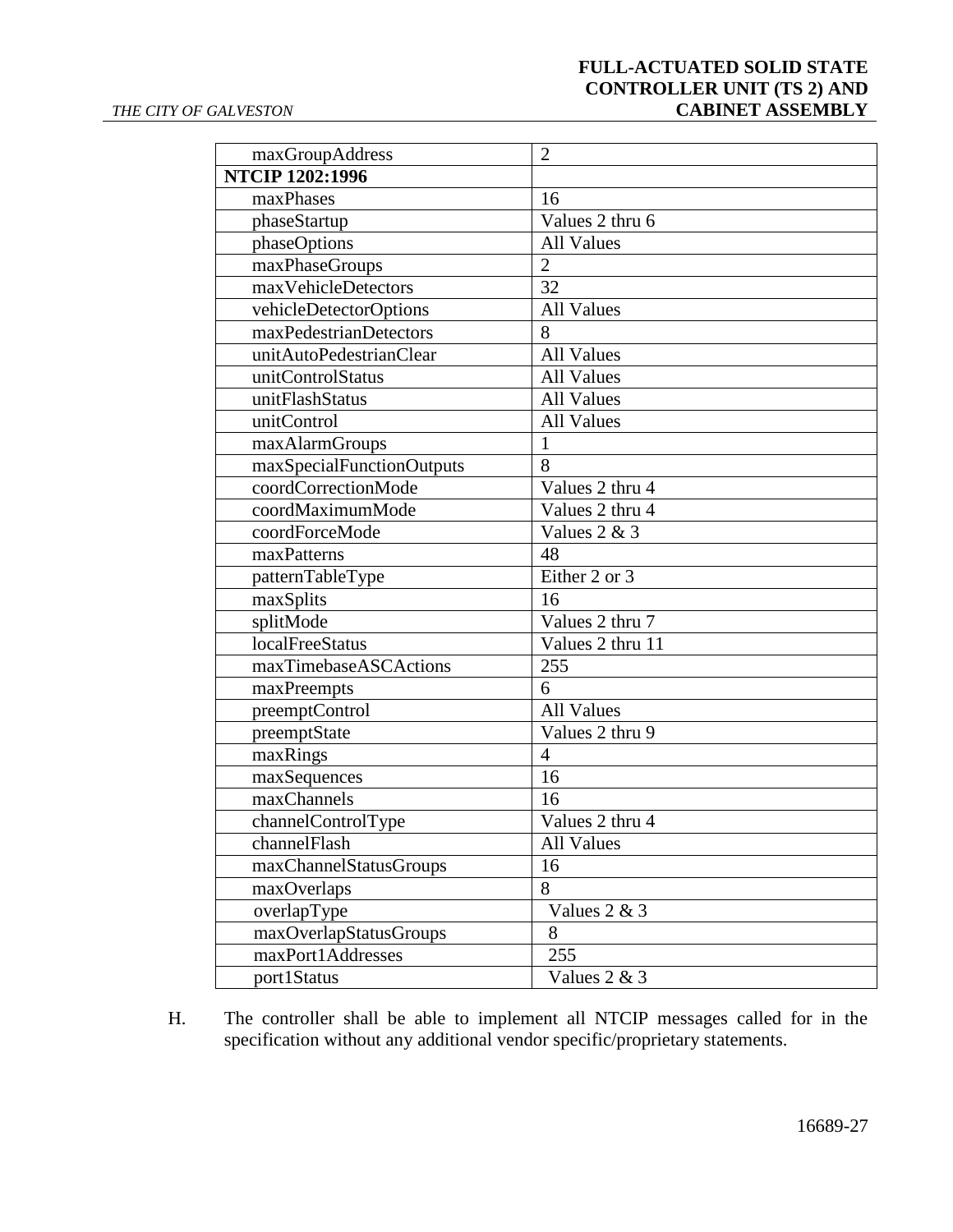| | |
|---|---|
| maxGroupAddress | 2 |
| **NTCIP 1202:1996** | |
| maxPhases | 16 |
| phaseStartup | Values 2 thru 6 |
| phaseOptions | All Values |
| maxPhaseGroups | 2 |
| maxVehicleDetectors | 32 |
| vehicleDetectorOptions | All Values |
| maxPedestrianDetectors | 8 |
| unitAutoPedestrianClear | All Values |
| unitControlStatus | All Values |
| unitFlashStatus | All Values |
| unitControl | All Values |
| maxAlarmGroups | 1 |
| maxSpecialFunctionOutputs | 8 |
| coordCorrectionMode | Values 2 thru 4 |
| coordMaximumMode | Values 2 thru 4 |
| coordForceMode | Values 2 & 3 |
| maxPatterns | 48 |
| patternTableType | Either 2 or 3 |
| maxSplits | 16 |
| splitMode | Values 2 thru 7 |
| localFreeStatus | Values 2 thru 11 |
| maxTimebaseASCActions | 255 |
| maxPreempts | 6 |
| preemptControl | All Values |
| preemptState | Values 2 thru 9 |
| maxRings | 4 |
| maxSequences | 16 |
| maxChannels | 16 |
| channelControlType | Values 2 thru 4 |
| channelFlash | All Values |
| maxChannelStatusGroups | 16 |
| maxOverlaps | 8 |
| overlapType | Values 2 & 3 |
| maxOverlapStatusGroups | 8 |
| maxPort1Addresses | 255 |
| port1Status | Values 2 & 3 |

H. The controller shall be able to implement all NTCIP messages called for in the specification without any additional vendor specific/proprietary statements.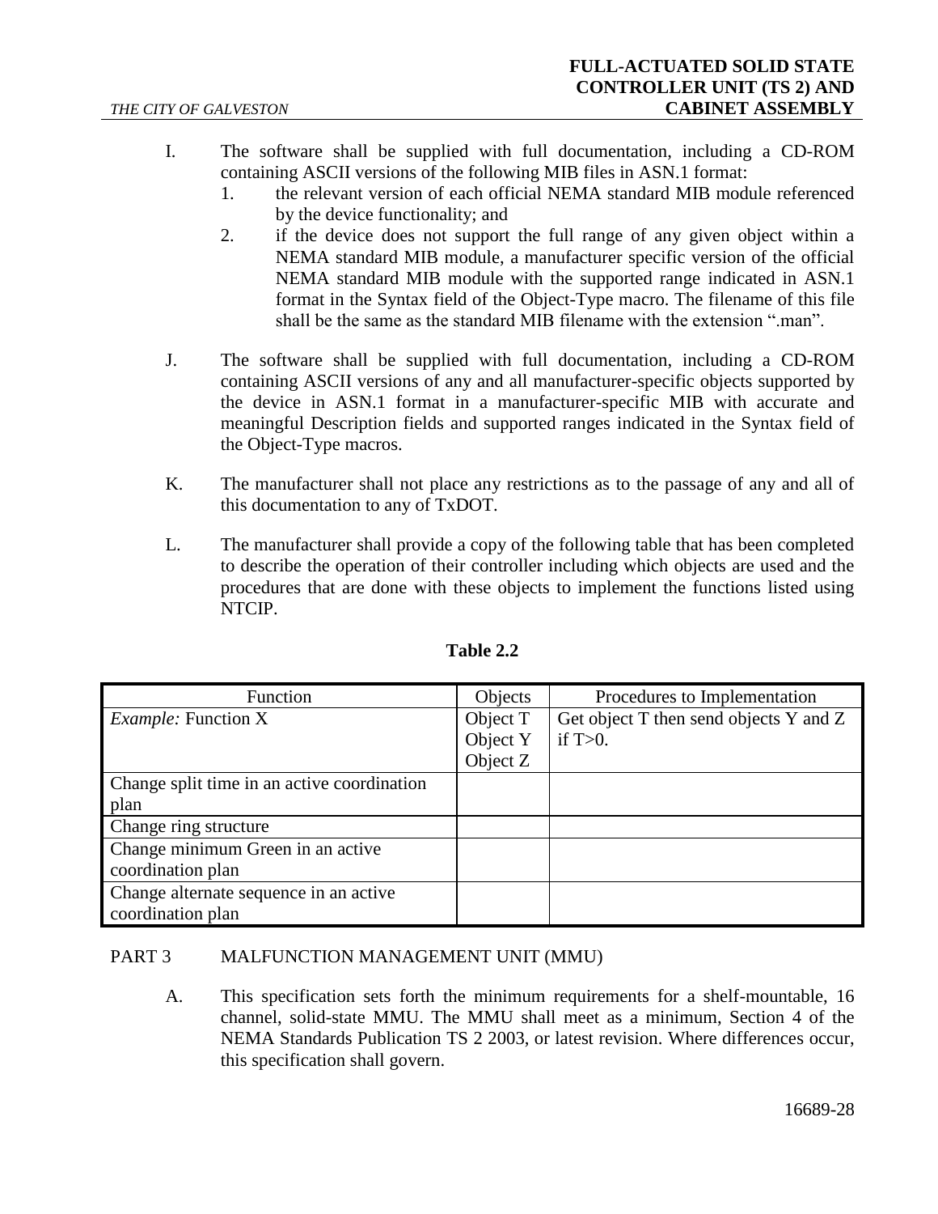I. The software shall be supplied with full documentation, including a CD-ROM containing ASCII versions of the following MIB files in ASN.1 format:

   1. the relevant version of each official NEMA standard MIB module referenced by the device functionality; and
   2. if the device does not support the full range of any given object within a NEMA standard MIB module, a manufacturer specific version of the official NEMA standard MIB module with the supported range indicated in ASN.1 format in the Syntax field of the Object-Type macro. The filename of this file shall be the same as the standard MIB filename with the extension ".man".

J. The software shall be supplied with full documentation, including a CD-ROM containing ASCII versions of any and all manufacturer-specific objects supported by the device in ASN.1 format in a manufacturer-specific MIB with accurate and meaningful Description fields and supported ranges indicated in the Syntax field of the Object-Type macros.

K. The manufacturer shall not place any restrictions as to the passage of any and all of this documentation to any of TxDOT.

L. The manufacturer shall provide a copy of the following table that has been completed to describe the operation of their controller including which objects are used and the procedures that are done with these objects to implement the functions listed using NTCIP.

**Table 2.2**

| Function | Objects | Procedures to Implementation |
|---|---|---|
| *Example:* Function X | Object T<br>Object Y<br>Object Z | Get object T then send objects Y and Z if T>0. |
| Change split time in an active coordination plan | | |
| Change ring structure | | |
| Change minimum Green in an active coordination plan | | |
| Change alternate sequence in an active coordination plan | | |

## PART 3 MALFUNCTION MANAGEMENT UNIT (MMU)

A. This specification sets forth the minimum requirements for a shelf-mountable, 16 channel, solid-state MMU. The MMU shall meet as a minimum, Section 4 of the NEMA Standards Publication TS 2 2003, or latest revision. Where differences occur, this specification shall govern.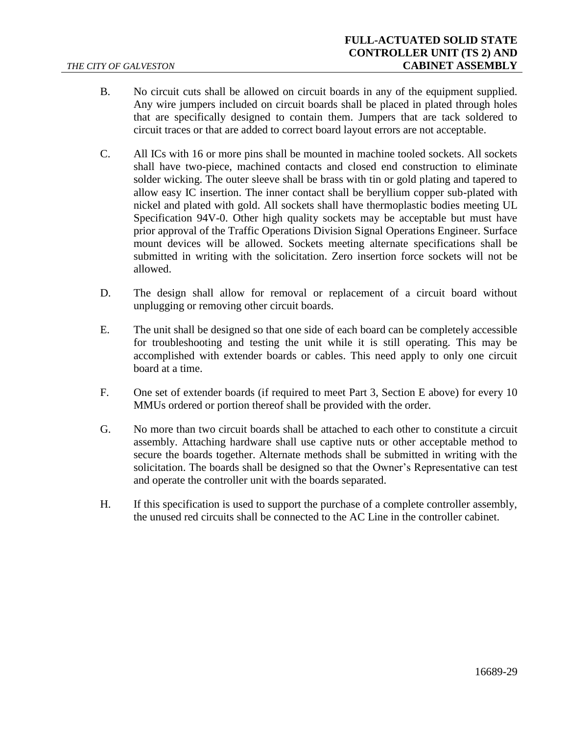B. No circuit cuts shall be allowed on circuit boards in any of the equipment supplied. Any wire jumpers included on circuit boards shall be placed in plated through holes that are specifically designed to contain them. Jumpers that are tack soldered to circuit traces or that are added to correct board layout errors are not acceptable.

C. All ICs with 16 or more pins shall be mounted in machine tooled sockets. All sockets shall have two-piece, machined contacts and closed end construction to eliminate solder wicking. The outer sleeve shall be brass with tin or gold plating and tapered to allow easy IC insertion. The inner contact shall be beryllium copper sub-plated with nickel and plated with gold. All sockets shall have thermoplastic bodies meeting UL Specification 94V-0. Other high quality sockets may be acceptable but must have prior approval of the Traffic Operations Division Signal Operations Engineer. Surface mount devices will be allowed. Sockets meeting alternate specifications shall be submitted in writing with the solicitation. Zero insertion force sockets will not be allowed.

D. The design shall allow for removal or replacement of a circuit board without unplugging or removing other circuit boards.

E. The unit shall be designed so that one side of each board can be completely accessible for troubleshooting and testing the unit while it is still operating. This may be accomplished with extender boards or cables. This need apply to only one circuit board at a time.

F. One set of extender boards (if required to meet Part 3, Section E above) for every 10 MMUs ordered or portion thereof shall be provided with the order.

G. No more than two circuit boards shall be attached to each other to constitute a circuit assembly. Attaching hardware shall use captive nuts or other acceptable method to secure the boards together. Alternate methods shall be submitted in writing with the solicitation. The boards shall be designed so that the Owner's Representative can test and operate the controller unit with the boards separated.

H. If this specification is used to support the purchase of a complete controller assembly, the unused red circuits shall be connected to the AC Line in the controller cabinet.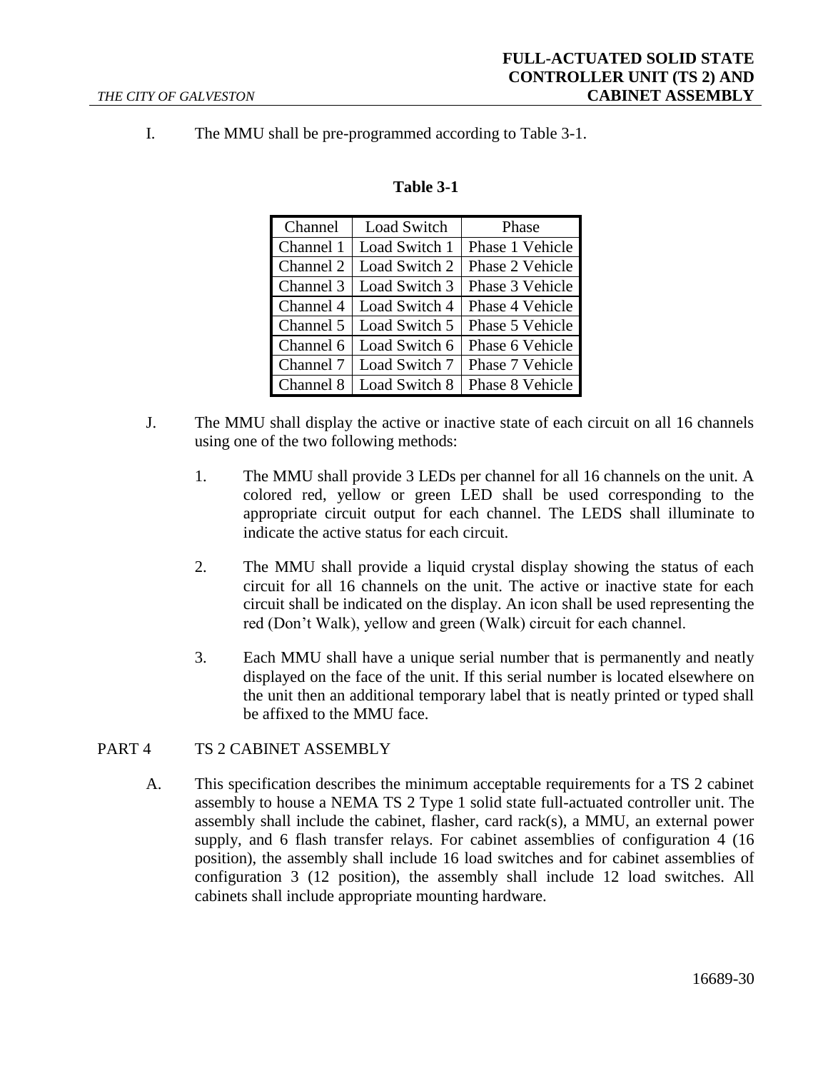I. The MMU shall be pre-programmed according to Table 3-1.

**Table 3-1**

| Channel | Load Switch | Phase |
|---|---|---|
| Channel 1 | Load Switch 1 | Phase 1 Vehicle |
| Channel 2 | Load Switch 2 | Phase 2 Vehicle |
| Channel 3 | Load Switch 3 | Phase 3 Vehicle |
| Channel 4 | Load Switch 4 | Phase 4 Vehicle |
| Channel 5 | Load Switch 5 | Phase 5 Vehicle |
| Channel 6 | Load Switch 6 | Phase 6 Vehicle |
| Channel 7 | Load Switch 7 | Phase 7 Vehicle |
| Channel 8 | Load Switch 8 | Phase 8 Vehicle |

J. The MMU shall display the active or inactive state of each circuit on all 16 channels using one of the two following methods:

1. The MMU shall provide 3 LEDs per channel for all 16 channels on the unit. A colored red, yellow or green LED shall be used corresponding to the appropriate circuit output for each channel. The LEDS shall illuminate to indicate the active status for each circuit.

2. The MMU shall provide a liquid crystal display showing the status of each circuit for all 16 channels on the unit. The active or inactive state for each circuit shall be indicated on the display. An icon shall be used representing the red (Don't Walk), yellow and green (Walk) circuit for each channel.

3. Each MMU shall have a unique serial number that is permanently and neatly displayed on the face of the unit. If this serial number is located elsewhere on the unit then an additional temporary label that is neatly printed or typed shall be affixed to the MMU face.

## PART 4 TS 2 CABINET ASSEMBLY

A. This specification describes the minimum acceptable requirements for a TS 2 cabinet assembly to house a NEMA TS 2 Type 1 solid state full-actuated controller unit. The assembly shall include the cabinet, flasher, card rack(s), a MMU, an external power supply, and 6 flash transfer relays. For cabinet assemblies of configuration 4 (16 position), the assembly shall include 16 load switches and for cabinet assemblies of configuration 3 (12 position), the assembly shall include 12 load switches. All cabinets shall include appropriate mounting hardware.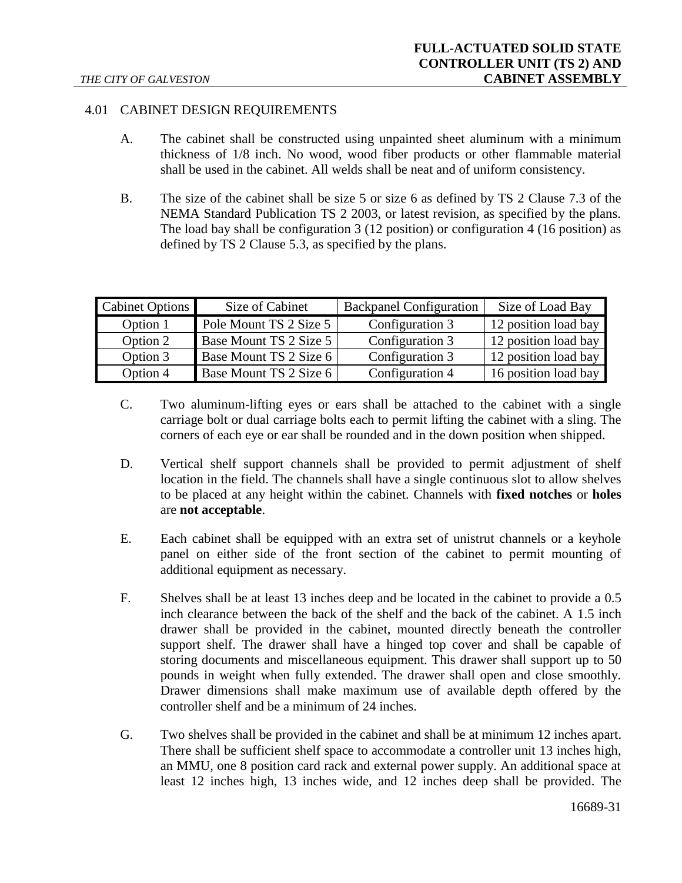## 4.01 CABINET DESIGN REQUIREMENTS

A. The cabinet shall be constructed using unpainted sheet aluminum with a minimum thickness of 1/8 inch. No wood, wood fiber products or other flammable material shall be used in the cabinet. All welds shall be neat and of uniform consistency.

B. The size of the cabinet shall be size 5 or size 6 as defined by TS 2 Clause 7.3 of the NEMA Standard Publication TS 2 2003, or latest revision, as specified by the plans. The load bay shall be configuration 3 (12 position) or configuration 4 (16 position) as defined by TS 2 Clause 5.3, as specified by the plans.

| Cabinet Options | Size of Cabinet | Backpanel Configuration | Size of Load Bay |
|---|---|---|---|
| Option 1 | Pole Mount TS 2 Size 5 | Configuration 3 | 12 position load bay |
| Option 2 | Base Mount TS 2 Size 5 | Configuration 3 | 12 position load bay |
| Option 3 | Base Mount TS 2 Size 6 | Configuration 3 | 12 position load bay |
| Option 4 | Base Mount TS 2 Size 6 | Configuration 4 | 16 position load bay |

C. Two aluminum-lifting eyes or ears shall be attached to the cabinet with a single carriage bolt or dual carriage bolts each to permit lifting the cabinet with a sling. The corners of each eye or ear shall be rounded and in the down position when shipped.

D. Vertical shelf support channels shall be provided to permit adjustment of shelf location in the field. The channels shall have a single continuous slot to allow shelves to be placed at any height within the cabinet. Channels with **fixed notches** or **holes** are **not acceptable**.

E. Each cabinet shall be equipped with an extra set of unistrut channels or a keyhole panel on either side of the front section of the cabinet to permit mounting of additional equipment as necessary.

F. Shelves shall be at least 13 inches deep and be located in the cabinet to provide a 0.5 inch clearance between the back of the shelf and the back of the cabinet. A 1.5 inch drawer shall be provided in the cabinet, mounted directly beneath the controller support shelf. The drawer shall have a hinged top cover and shall be capable of storing documents and miscellaneous equipment. This drawer shall support up to 50 pounds in weight when fully extended. The drawer shall open and close smoothly. Drawer dimensions shall make maximum use of available depth offered by the controller shelf and be a minimum of 24 inches.

G. Two shelves shall be provided in the cabinet and shall be at minimum 12 inches apart. There shall be sufficient shelf space to accommodate a controller unit 13 inches high, an MMU, one 8 position card rack and external power supply. An additional space at least 12 inches high, 13 inches wide, and 12 inches deep shall be provided. The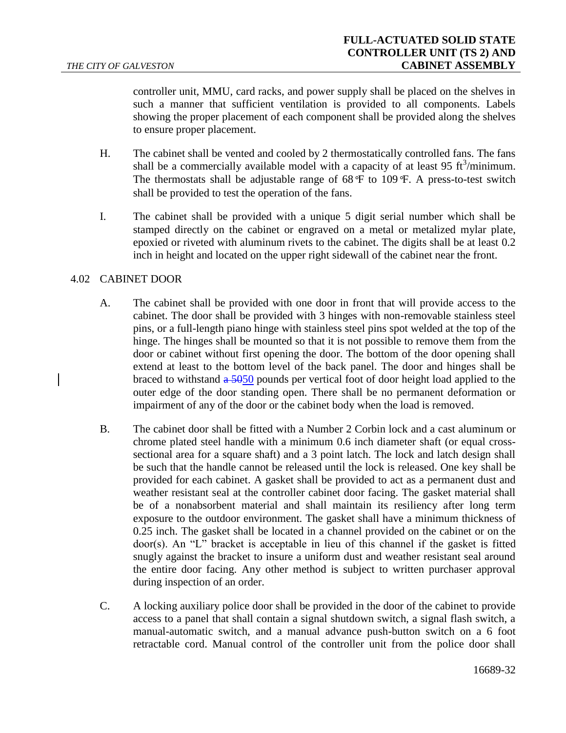controller unit, MMU, card racks, and power supply shall be placed on the shelves in such a manner that sufficient ventilation is provided to all components. Labels showing the proper placement of each component shall be provided along the shelves to ensure proper placement.

H. The cabinet shall be vented and cooled by 2 thermostatically controlled fans. The fans shall be a commercially available model with a capacity of at least 95 $ft^3$/minimum. The thermostats shall be adjustable range of 68°F to 109°F. A press-to-test switch shall be provided to test the operation of the fans.

I. The cabinet shall be provided with a unique 5 digit serial number which shall be stamped directly on the cabinet or engraved on a metal or metalized mylar plate, epoxied or riveted with aluminum rivets to the cabinet. The digits shall be at least 0.2 inch in height and located on the upper right sidewall of the cabinet near the front.

## 4.02 CABINET DOOR

A. The cabinet shall be provided with one door in front that will provide access to the cabinet. The door shall be provided with 3 hinges with non-removable stainless steel pins, or a full-length piano hinge with stainless steel pins spot welded at the top of the hinge. The hinges shall be mounted so that it is not possible to remove them from the door or cabinet without first opening the door. The bottom of the door opening shall extend at least to the bottom level of the back panel. The door and hinges shall be braced to withstand ~~a 50~~50 pounds per vertical foot of door height load applied to the outer edge of the door standing open. There shall be no permanent deformation or impairment of any of the door or the cabinet body when the load is removed.

B. The cabinet door shall be fitted with a Number 2 Corbin lock and a cast aluminum or chrome plated steel handle with a minimum 0.6 inch diameter shaft (or equal cross-sectional area for a square shaft) and a 3 point latch. The lock and latch design shall be such that the handle cannot be released until the lock is released. One key shall be provided for each cabinet. A gasket shall be provided to act as a permanent dust and weather resistant seal at the controller cabinet door facing. The gasket material shall be of a nonabsorbent material and shall maintain its resiliency after long term exposure to the outdoor environment. The gasket shall have a minimum thickness of 0.25 inch. The gasket shall be located in a channel provided on the cabinet or on the door(s). An "L" bracket is acceptable in lieu of this channel if the gasket is fitted snugly against the bracket to insure a uniform dust and weather resistant seal around the entire door facing. Any other method is subject to written purchaser approval during inspection of an order.

C. A locking auxiliary police door shall be provided in the door of the cabinet to provide access to a panel that shall contain a signal shutdown switch, a signal flash switch, a manual-automatic switch, and a manual advance push-button switch on a 6 foot retractable cord. Manual control of the controller unit from the police door shall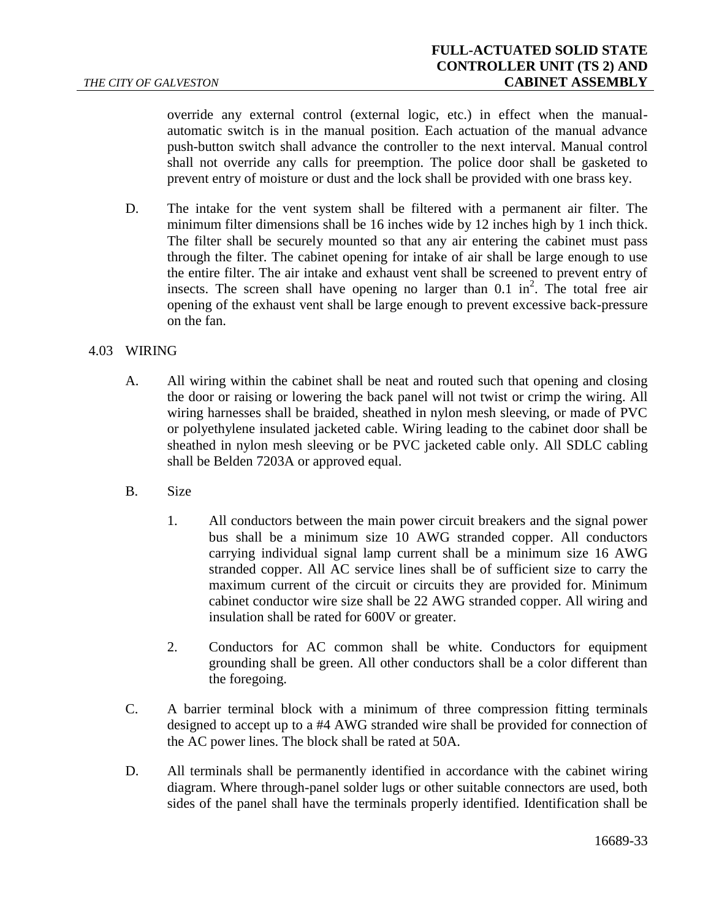override any external control (external logic, etc.) in effect when the manual-automatic switch is in the manual position. Each actuation of the manual advance push-button switch shall advance the controller to the next interval. Manual control shall not override any calls for preemption. The police door shall be gasketed to prevent entry of moisture or dust and the lock shall be provided with one brass key.

D. The intake for the vent system shall be filtered with a permanent air filter. The minimum filter dimensions shall be 16 inches wide by 12 inches high by 1 inch thick. The filter shall be securely mounted so that any air entering the cabinet must pass through the filter. The cabinet opening for intake of air shall be large enough to use the entire filter. The air intake and exhaust vent shall be screened to prevent entry of insects. The screen shall have opening no larger than 0.1 $in^2$. The total free air opening of the exhaust vent shall be large enough to prevent excessive back-pressure on the fan.

## 4.03 WIRING

A. All wiring within the cabinet shall be neat and routed such that opening and closing the door or raising or lowering the back panel will not twist or crimp the wiring. All wiring harnesses shall be braided, sheathed in nylon mesh sleeving, or made of PVC or polyethylene insulated jacketed cable. Wiring leading to the cabinet door shall be sheathed in nylon mesh sleeving or be PVC jacketed cable only. All SDLC cabling shall be Belden 7203A or approved equal.

B. Size

1. All conductors between the main power circuit breakers and the signal power bus shall be a minimum size 10 AWG stranded copper. All conductors carrying individual signal lamp current shall be a minimum size 16 AWG stranded copper. All AC service lines shall be of sufficient size to carry the maximum current of the circuit or circuits they are provided for. Minimum cabinet conductor wire size shall be 22 AWG stranded copper. All wiring and insulation shall be rated for 600V or greater.

2. Conductors for AC common shall be white. Conductors for equipment grounding shall be green. All other conductors shall be a color different than the foregoing.

C. A barrier terminal block with a minimum of three compression fitting terminals designed to accept up to a #4 AWG stranded wire shall be provided for connection of the AC power lines. The block shall be rated at 50A.

D. All terminals shall be permanently identified in accordance with the cabinet wiring diagram. Where through-panel solder lugs or other suitable connectors are used, both sides of the panel shall have the terminals properly identified. Identification shall be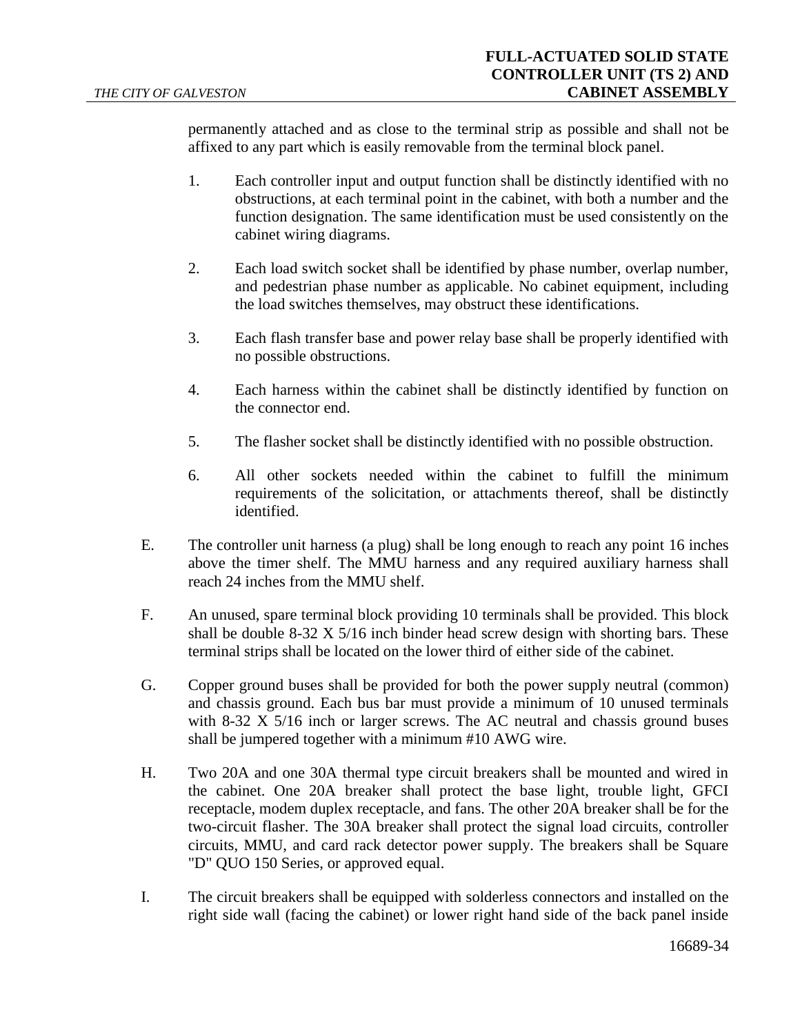permanently attached and as close to the terminal strip as possible and shall not be affixed to any part which is easily removable from the terminal block panel.

1. Each controller input and output function shall be distinctly identified with no obstructions, at each terminal point in the cabinet, with both a number and the function designation. The same identification must be used consistently on the cabinet wiring diagrams.

2. Each load switch socket shall be identified by phase number, overlap number, and pedestrian phase number as applicable. No cabinet equipment, including the load switches themselves, may obstruct these identifications.

3. Each flash transfer base and power relay base shall be properly identified with no possible obstructions.

4. Each harness within the cabinet shall be distinctly identified by function on the connector end.

5. The flasher socket shall be distinctly identified with no possible obstruction.

6. All other sockets needed within the cabinet to fulfill the minimum requirements of the solicitation, or attachments thereof, shall be distinctly identified.

E. The controller unit harness (a plug) shall be long enough to reach any point 16 inches above the timer shelf. The MMU harness and any required auxiliary harness shall reach 24 inches from the MMU shelf.

F. An unused, spare terminal block providing 10 terminals shall be provided. This block shall be double 8-32 X 5/16 inch binder head screw design with shorting bars. These terminal strips shall be located on the lower third of either side of the cabinet.

G. Copper ground buses shall be provided for both the power supply neutral (common) and chassis ground. Each bus bar must provide a minimum of 10 unused terminals with 8-32 X 5/16 inch or larger screws. The AC neutral and chassis ground buses shall be jumpered together with a minimum #10 AWG wire.

H. Two 20A and one 30A thermal type circuit breakers shall be mounted and wired in the cabinet. One 20A breaker shall protect the base light, trouble light, GFCI receptacle, modem duplex receptacle, and fans. The other 20A breaker shall be for the two-circuit flasher. The 30A breaker shall protect the signal load circuits, controller circuits, MMU, and card rack detector power supply. The breakers shall be Square "D" QUO 150 Series, or approved equal.

I. The circuit breakers shall be equipped with solderless connectors and installed on the right side wall (facing the cabinet) or lower right hand side of the back panel inside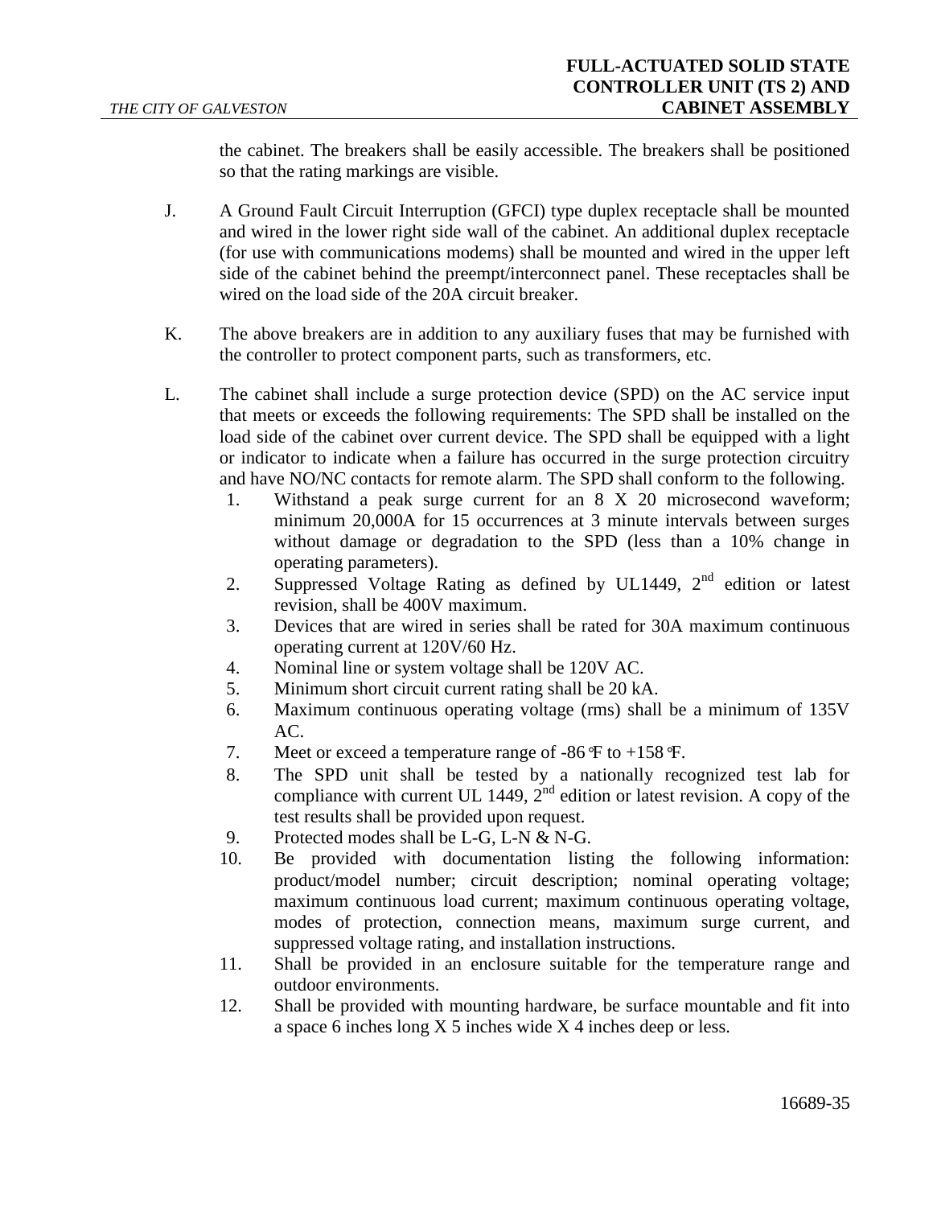the cabinet. The breakers shall be easily accessible. The breakers shall be positioned so that the rating markings are visible.

J. A Ground Fault Circuit Interruption (GFCI) type duplex receptacle shall be mounted and wired in the lower right side wall of the cabinet. An additional duplex receptacle (for use with communications modems) shall be mounted and wired in the upper left side of the cabinet behind the preempt/interconnect panel. These receptacles shall be wired on the load side of the 20A circuit breaker.

K. The above breakers are in addition to any auxiliary fuses that may be furnished with the controller to protect component parts, such as transformers, etc.

L. The cabinet shall include a surge protection device (SPD) on the AC service input that meets or exceeds the following requirements: The SPD shall be installed on the load side of the cabinet over current device. The SPD shall be equipped with a light or indicator to indicate when a failure has occurred in the surge protection circuitry and have NO/NC contacts for remote alarm. The SPD shall conform to the following.

1. Withstand a peak surge current for an 8 X 20 microsecond waveform; minimum 20,000A for 15 occurrences at 3 minute intervals between surges without damage or degradation to the SPD (less than a 10% change in operating parameters).
2. Suppressed Voltage Rating as defined by UL1449, 2nd edition or latest revision, shall be 400V maximum.
3. Devices that are wired in series shall be rated for 30A maximum continuous operating current at 120V/60 Hz.
4. Nominal line or system voltage shall be 120V AC.
5. Minimum short circuit current rating shall be 20 kA.
6. Maximum continuous operating voltage (rms) shall be a minimum of 135V AC.
7. Meet or exceed a temperature range of -86°F to +158°F.
8. The SPD unit shall be tested by a nationally recognized test lab for compliance with current UL 1449, 2nd edition or latest revision. A copy of the test results shall be provided upon request.
9. Protected modes shall be L-G, L-N & N-G.
10. Be provided with documentation listing the following information: product/model number; circuit description; nominal operating voltage; maximum continuous load current; maximum continuous operating voltage, modes of protection, connection means, maximum surge current, and suppressed voltage rating, and installation instructions.
11. Shall be provided in an enclosure suitable for the temperature range and outdoor environments.
12. Shall be provided with mounting hardware, be surface mountable and fit into a space 6 inches long X 5 inches wide X 4 inches deep or less.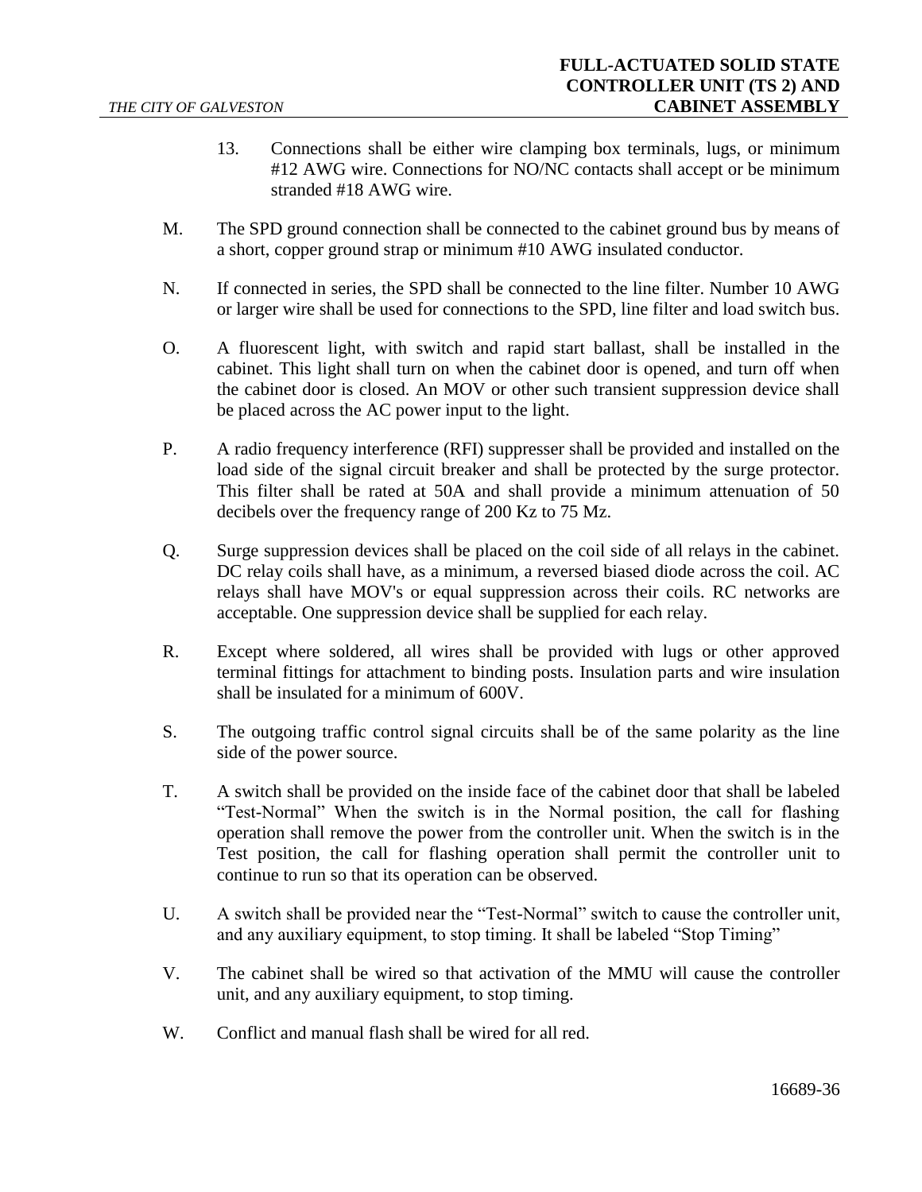13. Connections shall be either wire clamping box terminals, lugs, or minimum #12 AWG wire. Connections for NO/NC contacts shall accept or be minimum stranded #18 AWG wire.

M. The SPD ground connection shall be connected to the cabinet ground bus by means of a short, copper ground strap or minimum #10 AWG insulated conductor.

N. If connected in series, the SPD shall be connected to the line filter. Number 10 AWG or larger wire shall be used for connections to the SPD, line filter and load switch bus.

O. A fluorescent light, with switch and rapid start ballast, shall be installed in the cabinet. This light shall turn on when the cabinet door is opened, and turn off when the cabinet door is closed. An MOV or other such transient suppression device shall be placed across the AC power input to the light.

P. A radio frequency interference (RFI) suppresser shall be provided and installed on the load side of the signal circuit breaker and shall be protected by the surge protector. This filter shall be rated at 50A and shall provide a minimum attenuation of 50 decibels over the frequency range of 200 Kz to 75 Mz.

Q. Surge suppression devices shall be placed on the coil side of all relays in the cabinet. DC relay coils shall have, as a minimum, a reversed biased diode across the coil. AC relays shall have MOV's or equal suppression across their coils. RC networks are acceptable. One suppression device shall be supplied for each relay.

R. Except where soldered, all wires shall be provided with lugs or other approved terminal fittings for attachment to binding posts. Insulation parts and wire insulation shall be insulated for a minimum of 600V.

S. The outgoing traffic control signal circuits shall be of the same polarity as the line side of the power source.

T. A switch shall be provided on the inside face of the cabinet door that shall be labeled "Test-Normal" When the switch is in the Normal position, the call for flashing operation shall remove the power from the controller unit. When the switch is in the Test position, the call for flashing operation shall permit the controller unit to continue to run so that its operation can be observed.

U. A switch shall be provided near the "Test-Normal" switch to cause the controller unit, and any auxiliary equipment, to stop timing. It shall be labeled "Stop Timing"

V. The cabinet shall be wired so that activation of the MMU will cause the controller unit, and any auxiliary equipment, to stop timing.

W. Conflict and manual flash shall be wired for all red.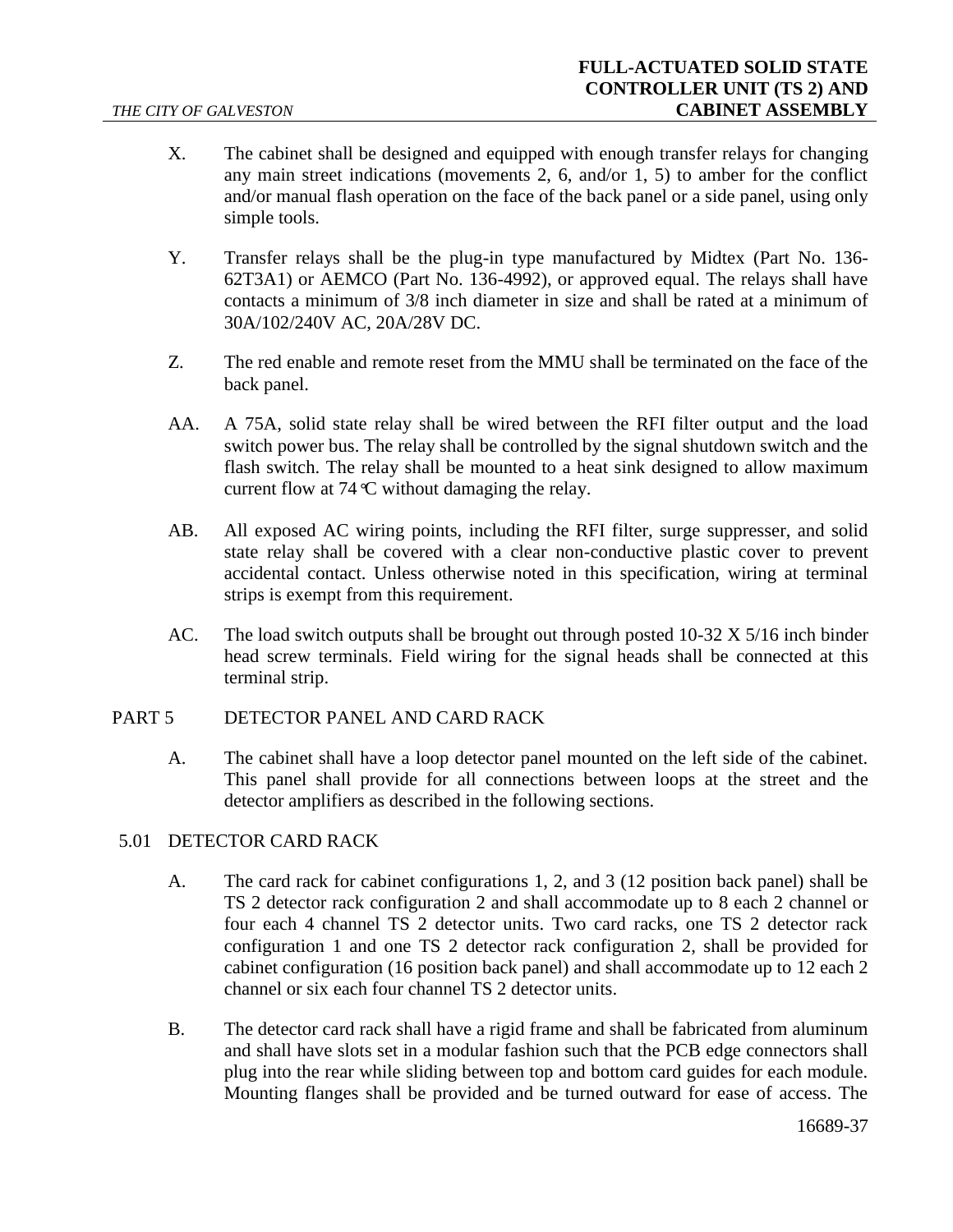X. The cabinet shall be designed and equipped with enough transfer relays for changing any main street indications (movements 2, 6, and/or 1, 5) to amber for the conflict and/or manual flash operation on the face of the back panel or a side panel, using only simple tools.

Y. Transfer relays shall be the plug-in type manufactured by Midtex (Part No. 136-62T3A1) or AEMCO (Part No. 136-4992), or approved equal. The relays shall have contacts a minimum of 3/8 inch diameter in size and shall be rated at a minimum of 30A/102/240V AC, 20A/28V DC.

Z. The red enable and remote reset from the MMU shall be terminated on the face of the back panel.

AA. A 75A, solid state relay shall be wired between the RFI filter output and the load switch power bus. The relay shall be controlled by the signal shutdown switch and the flash switch. The relay shall be mounted to a heat sink designed to allow maximum current flow at 74°C without damaging the relay.

AB. All exposed AC wiring points, including the RFI filter, surge suppresser, and solid state relay shall be covered with a clear non-conductive plastic cover to prevent accidental contact. Unless otherwise noted in this specification, wiring at terminal strips is exempt from this requirement.

AC. The load switch outputs shall be brought out through posted 10-32 X 5/16 inch binder head screw terminals. Field wiring for the signal heads shall be connected at this terminal strip.

## PART 5 DETECTOR PANEL AND CARD RACK

A. The cabinet shall have a loop detector panel mounted on the left side of the cabinet. This panel shall provide for all connections between loops at the street and the detector amplifiers as described in the following sections.

### 5.01 DETECTOR CARD RACK

A. The card rack for cabinet configurations 1, 2, and 3 (12 position back panel) shall be TS 2 detector rack configuration 2 and shall accommodate up to 8 each 2 channel or four each 4 channel TS 2 detector units. Two card racks, one TS 2 detector rack configuration 1 and one TS 2 detector rack configuration 2, shall be provided for cabinet configuration (16 position back panel) and shall accommodate up to 12 each 2 channel or six each four channel TS 2 detector units.

B. The detector card rack shall have a rigid frame and shall be fabricated from aluminum and shall have slots set in a modular fashion such that the PCB edge connectors shall plug into the rear while sliding between top and bottom card guides for each module. Mounting flanges shall be provided and be turned outward for ease of access. The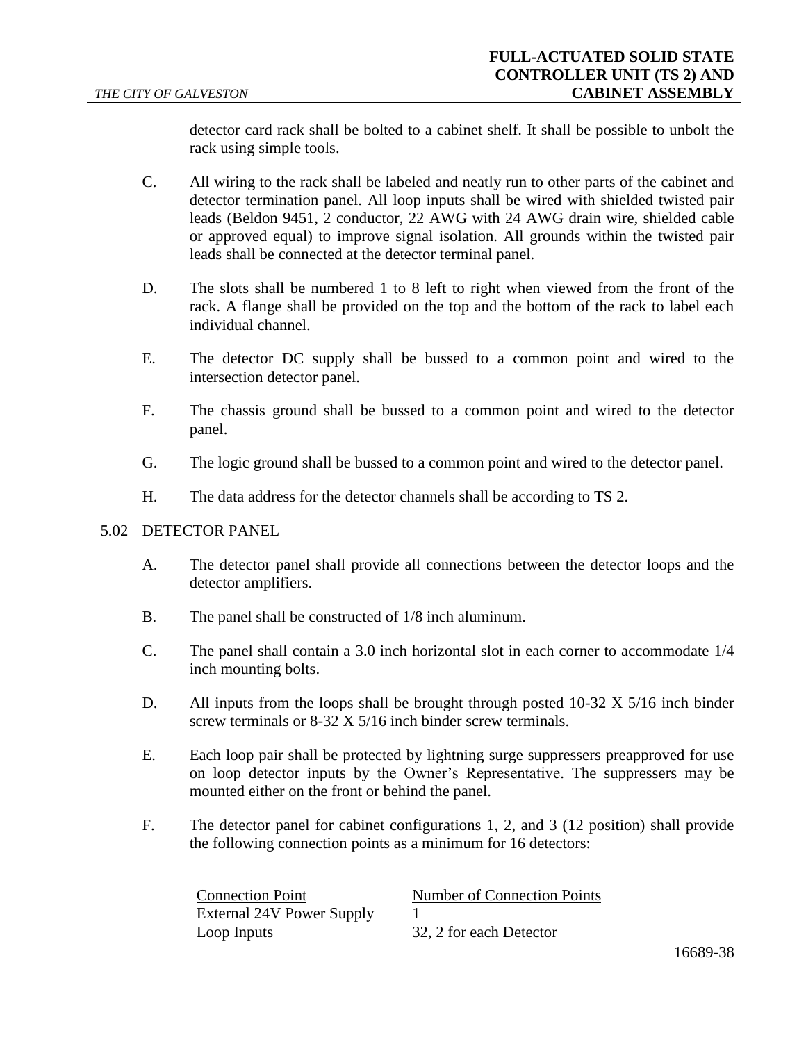detector card rack shall be bolted to a cabinet shelf. It shall be possible to unbolt the rack using simple tools.

C. All wiring to the rack shall be labeled and neatly run to other parts of the cabinet and detector termination panel. All loop inputs shall be wired with shielded twisted pair leads (Beldon 9451, 2 conductor, 22 AWG with 24 AWG drain wire, shielded cable or approved equal) to improve signal isolation. All grounds within the twisted pair leads shall be connected at the detector terminal panel.

D. The slots shall be numbered 1 to 8 left to right when viewed from the front of the rack. A flange shall be provided on the top and the bottom of the rack to label each individual channel.

E. The detector DC supply shall be bussed to a common point and wired to the intersection detector panel.

F. The chassis ground shall be bussed to a common point and wired to the detector panel.

G. The logic ground shall be bussed to a common point and wired to the detector panel.

H. The data address for the detector channels shall be according to TS 2.

5.02 DETECTOR PANEL

A. The detector panel shall provide all connections between the detector loops and the detector amplifiers.

B. The panel shall be constructed of 1/8 inch aluminum.

C. The panel shall contain a 3.0 inch horizontal slot in each corner to accommodate 1/4 inch mounting bolts.

D. All inputs from the loops shall be brought through posted 10-32 X 5/16 inch binder screw terminals or 8-32 X 5/16 inch binder screw terminals.

E. Each loop pair shall be protected by lightning surge suppressers preapproved for use on loop detector inputs by the Owner's Representative. The suppressers may be mounted either on the front or behind the panel.

F. The detector panel for cabinet configurations 1, 2, and 3 (12 position) shall provide the following connection points as a minimum for 16 detectors:

| Connection Point | Number of Connection Points |
|---|---|
| External 24V Power Supply | 1 |
| Loop Inputs | 32, 2 for each Detector |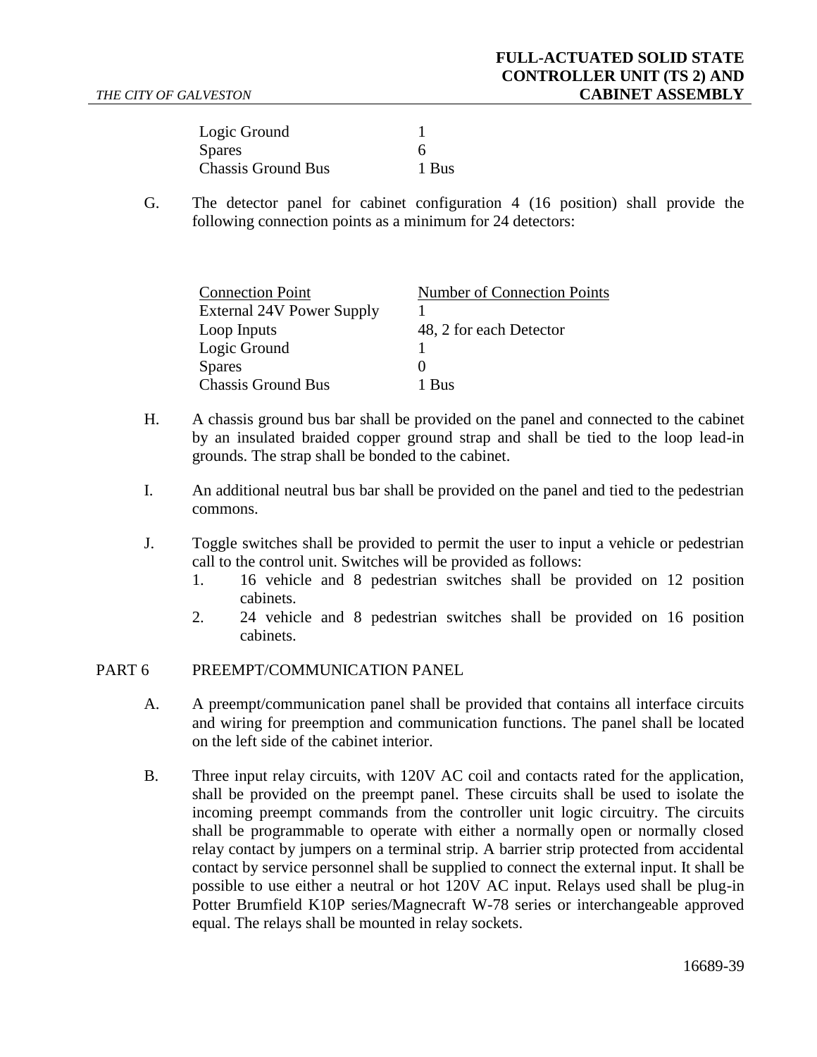| | |
|---|---|
| Logic Ground | 1 |
| Spares | 6 |
| Chassis Ground Bus | 1 Bus |

G. The detector panel for cabinet configuration 4 (16 position) shall provide the following connection points as a minimum for 24 detectors:

| Connection Point | Number of Connection Points |
|---|---|
| External 24V Power Supply | 1 |
| Loop Inputs | 48, 2 for each Detector |
| Logic Ground | 1 |
| Spares | 0 |
| Chassis Ground Bus | 1 Bus |

H. A chassis ground bus bar shall be provided on the panel and connected to the cabinet by an insulated braided copper ground strap and shall be tied to the loop lead-in grounds. The strap shall be bonded to the cabinet.

I. An additional neutral bus bar shall be provided on the panel and tied to the pedestrian commons.

J. Toggle switches shall be provided to permit the user to input a vehicle or pedestrian call to the control unit. Switches will be provided as follows:

1. 16 vehicle and 8 pedestrian switches shall be provided on 12 position cabinets.
2. 24 vehicle and 8 pedestrian switches shall be provided on 16 position cabinets.

## PART 6 PREEMPT/COMMUNICATION PANEL

A. A preempt/communication panel shall be provided that contains all interface circuits and wiring for preemption and communication functions. The panel shall be located on the left side of the cabinet interior.

B. Three input relay circuits, with 120V AC coil and contacts rated for the application, shall be provided on the preempt panel. These circuits shall be used to isolate the incoming preempt commands from the controller unit logic circuitry. The circuits shall be programmable to operate with either a normally open or normally closed relay contact by jumpers on a terminal strip. A barrier strip protected from accidental contact by service personnel shall be supplied to connect the external input. It shall be possible to use either a neutral or hot 120V AC input. Relays used shall be plug-in Potter Brumfield K10P series/Magnecraft W-78 series or interchangeable approved equal. The relays shall be mounted in relay sockets.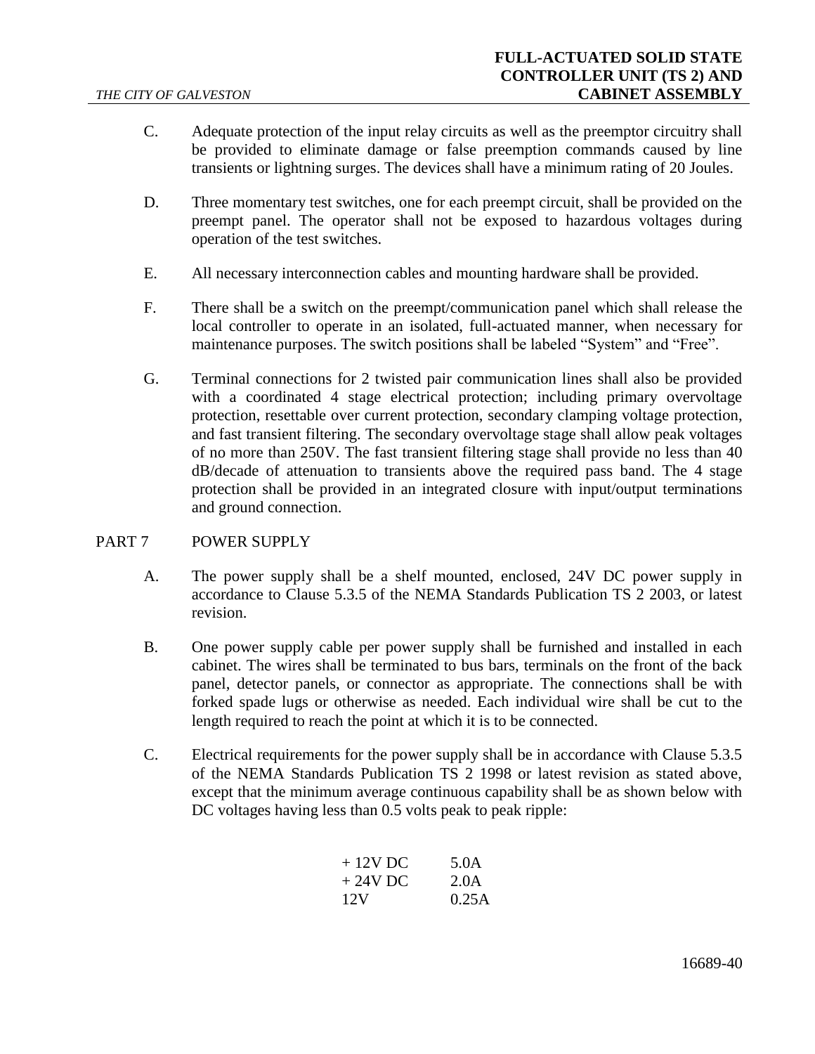C. Adequate protection of the input relay circuits as well as the preemptor circuitry shall be provided to eliminate damage or false preemption commands caused by line transients or lightning surges. The devices shall have a minimum rating of 20 Joules.

D. Three momentary test switches, one for each preempt circuit, shall be provided on the preempt panel. The operator shall not be exposed to hazardous voltages during operation of the test switches.

E. All necessary interconnection cables and mounting hardware shall be provided.

F. There shall be a switch on the preempt/communication panel which shall release the local controller to operate in an isolated, full-actuated manner, when necessary for maintenance purposes. The switch positions shall be labeled "System" and "Free".

G. Terminal connections for 2 twisted pair communication lines shall also be provided with a coordinated 4 stage electrical protection; including primary overvoltage protection, resettable over current protection, secondary clamping voltage protection, and fast transient filtering. The secondary overvoltage stage shall allow peak voltages of no more than 250V. The fast transient filtering stage shall provide no less than 40 dB/decade of attenuation to transients above the required pass band. The 4 stage protection shall be provided in an integrated closure with input/output terminations and ground connection.

## PART 7 POWER SUPPLY

A. The power supply shall be a shelf mounted, enclosed, 24V DC power supply in accordance to Clause 5.3.5 of the NEMA Standards Publication TS 2 2003, or latest revision.

B. One power supply cable per power supply shall be furnished and installed in each cabinet. The wires shall be terminated to bus bars, terminals on the front of the back panel, detector panels, or connector as appropriate. The connections shall be with forked spade lugs or otherwise as needed. Each individual wire shall be cut to the length required to reach the point at which it is to be connected.

C. Electrical requirements for the power supply shall be in accordance with Clause 5.3.5 of the NEMA Standards Publication TS 2 1998 or latest revision as stated above, except that the minimum average continuous capability shall be as shown below with DC voltages having less than 0.5 volts peak to peak ripple:

| | |
|---|---|
| + 12V DC | 5.0A |
| + 24V DC | 2.0A |
| 12V | 0.25A |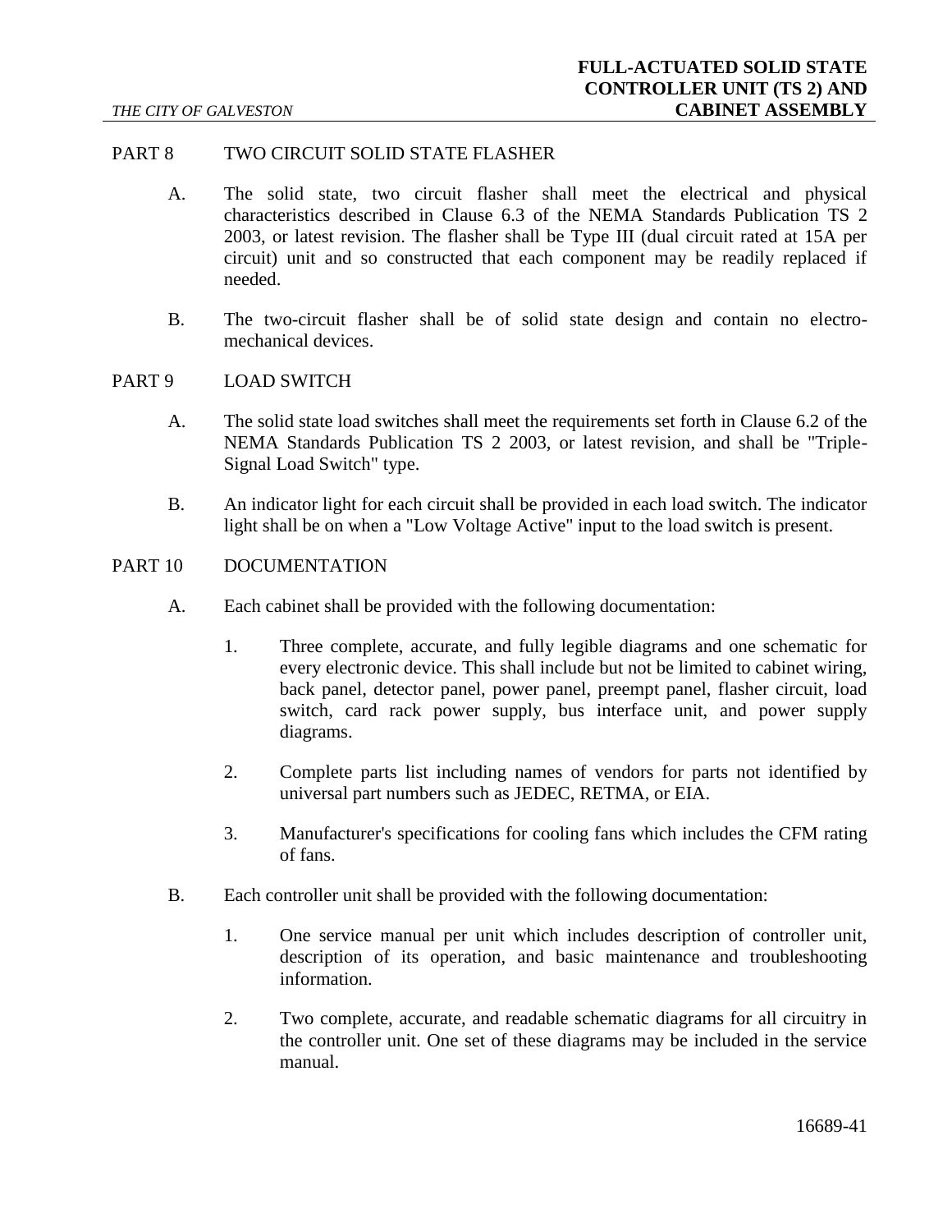## PART 8 TWO CIRCUIT SOLID STATE FLASHER

A. The solid state, two circuit flasher shall meet the electrical and physical characteristics described in Clause 6.3 of the NEMA Standards Publication TS 2 2003, or latest revision. The flasher shall be Type III (dual circuit rated at 15A per circuit) unit and so constructed that each component may be readily replaced if needed.

B. The two-circuit flasher shall be of solid state design and contain no electro-mechanical devices.

## PART 9 LOAD SWITCH

A. The solid state load switches shall meet the requirements set forth in Clause 6.2 of the NEMA Standards Publication TS 2 2003, or latest revision, and shall be "Triple-Signal Load Switch" type.

B. An indicator light for each circuit shall be provided in each load switch. The indicator light shall be on when a "Low Voltage Active" input to the load switch is present.

## PART 10 DOCUMENTATION

A. Each cabinet shall be provided with the following documentation:

1. Three complete, accurate, and fully legible diagrams and one schematic for every electronic device. This shall include but not be limited to cabinet wiring, back panel, detector panel, power panel, preempt panel, flasher circuit, load switch, card rack power supply, bus interface unit, and power supply diagrams.

2. Complete parts list including names of vendors for parts not identified by universal part numbers such as JEDEC, RETMA, or EIA.

3. Manufacturer's specifications for cooling fans which includes the CFM rating of fans.

B. Each controller unit shall be provided with the following documentation:

1. One service manual per unit which includes description of controller unit, description of its operation, and basic maintenance and troubleshooting information.

2. Two complete, accurate, and readable schematic diagrams for all circuitry in the controller unit. One set of these diagrams may be included in the service manual.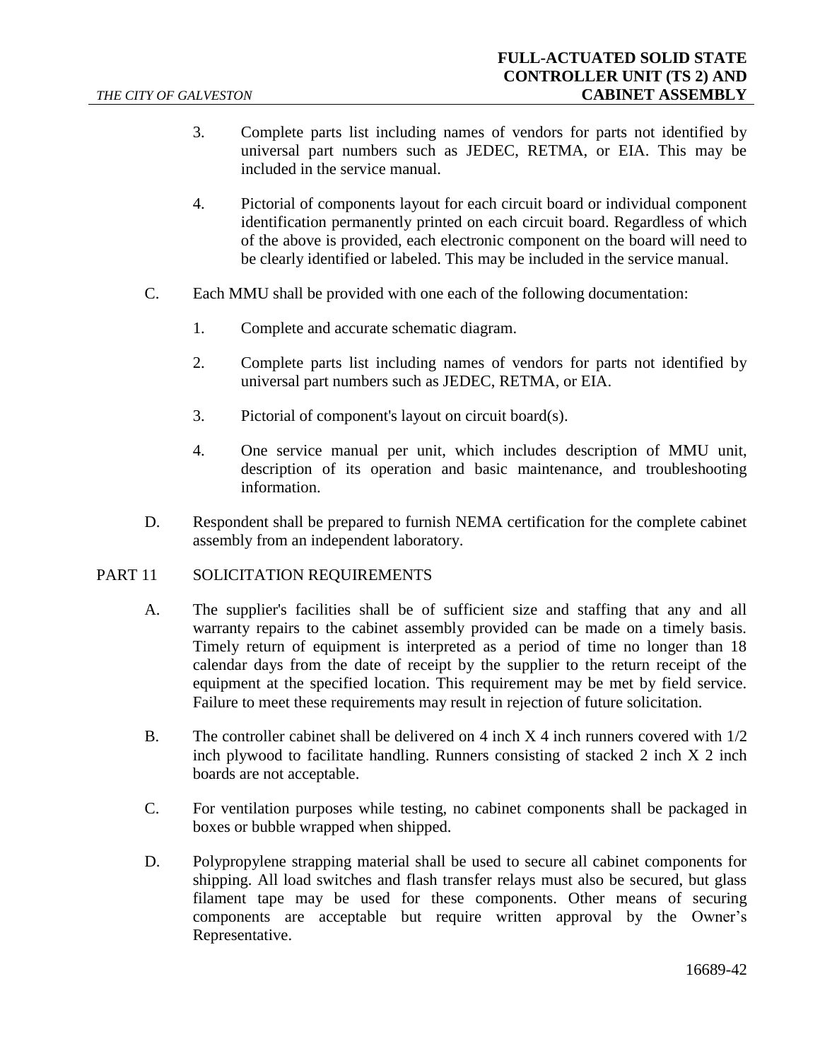3. Complete parts list including names of vendors for parts not identified by universal part numbers such as JEDEC, RETMA, or EIA. This may be included in the service manual.

4. Pictorial of components layout for each circuit board or individual component identification permanently printed on each circuit board. Regardless of which of the above is provided, each electronic component on the board will need to be clearly identified or labeled. This may be included in the service manual.

C. Each MMU shall be provided with one each of the following documentation:

1. Complete and accurate schematic diagram.

2. Complete parts list including names of vendors for parts not identified by universal part numbers such as JEDEC, RETMA, or EIA.

3. Pictorial of component's layout on circuit board(s).

4. One service manual per unit, which includes description of MMU unit, description of its operation and basic maintenance, and troubleshooting information.

D. Respondent shall be prepared to furnish NEMA certification for the complete cabinet assembly from an independent laboratory.

## PART 11 SOLICITATION REQUIREMENTS

A. The supplier's facilities shall be of sufficient size and staffing that any and all warranty repairs to the cabinet assembly provided can be made on a timely basis. Timely return of equipment is interpreted as a period of time no longer than 18 calendar days from the date of receipt by the supplier to the return receipt of the equipment at the specified location. This requirement may be met by field service. Failure to meet these requirements may result in rejection of future solicitation.

B. The controller cabinet shall be delivered on 4 inch X 4 inch runners covered with 1/2 inch plywood to facilitate handling. Runners consisting of stacked 2 inch X 2 inch boards are not acceptable.

C. For ventilation purposes while testing, no cabinet components shall be packaged in boxes or bubble wrapped when shipped.

D. Polypropylene strapping material shall be used to secure all cabinet components for shipping. All load switches and flash transfer relays must also be secured, but glass filament tape may be used for these components. Other means of securing components are acceptable but require written approval by the Owner's Representative.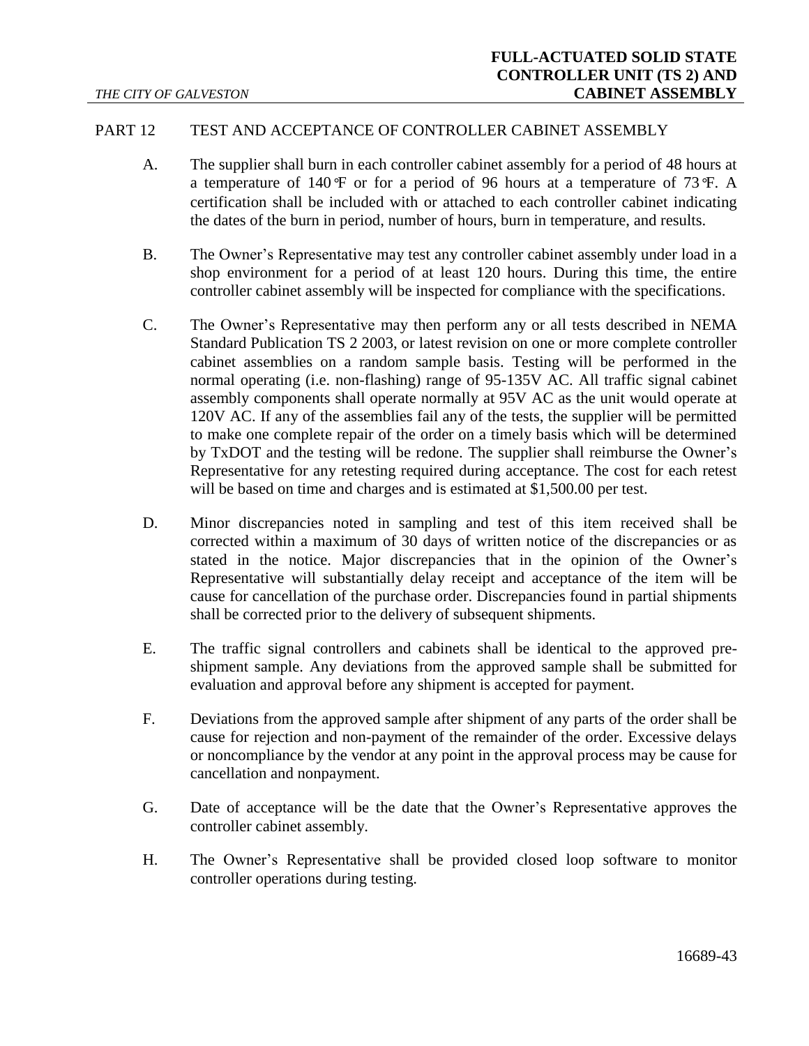## PART 12 TEST AND ACCEPTANCE OF CONTROLLER CABINET ASSEMBLY

A. The supplier shall burn in each controller cabinet assembly for a period of 48 hours at a temperature of 140°F or for a period of 96 hours at a temperature of 73°F. A certification shall be included with or attached to each controller cabinet indicating the dates of the burn in period, number of hours, burn in temperature, and results.

B. The Owner's Representative may test any controller cabinet assembly under load in a shop environment for a period of at least 120 hours. During this time, the entire controller cabinet assembly will be inspected for compliance with the specifications.

C. The Owner's Representative may then perform any or all tests described in NEMA Standard Publication TS 2 2003, or latest revision on one or more complete controller cabinet assemblies on a random sample basis. Testing will be performed in the normal operating (i.e. non-flashing) range of 95-135V AC. All traffic signal cabinet assembly components shall operate normally at 95V AC as the unit would operate at 120V AC. If any of the assemblies fail any of the tests, the supplier will be permitted to make one complete repair of the order on a timely basis which will be determined by TxDOT and the testing will be redone. The supplier shall reimburse the Owner's Representative for any retesting required during acceptance. The cost for each retest will be based on time and charges and is estimated at $1,500.00 per test.

D. Minor discrepancies noted in sampling and test of this item received shall be corrected within a maximum of 30 days of written notice of the discrepancies or as stated in the notice. Major discrepancies that in the opinion of the Owner's Representative will substantially delay receipt and acceptance of the item will be cause for cancellation of the purchase order. Discrepancies found in partial shipments shall be corrected prior to the delivery of subsequent shipments.

E. The traffic signal controllers and cabinets shall be identical to the approved pre-shipment sample. Any deviations from the approved sample shall be submitted for evaluation and approval before any shipment is accepted for payment.

F. Deviations from the approved sample after shipment of any parts of the order shall be cause for rejection and non-payment of the remainder of the order. Excessive delays or noncompliance by the vendor at any point in the approval process may be cause for cancellation and nonpayment.

G. Date of acceptance will be the date that the Owner's Representative approves the controller cabinet assembly.

H. The Owner's Representative shall be provided closed loop software to monitor controller operations during testing.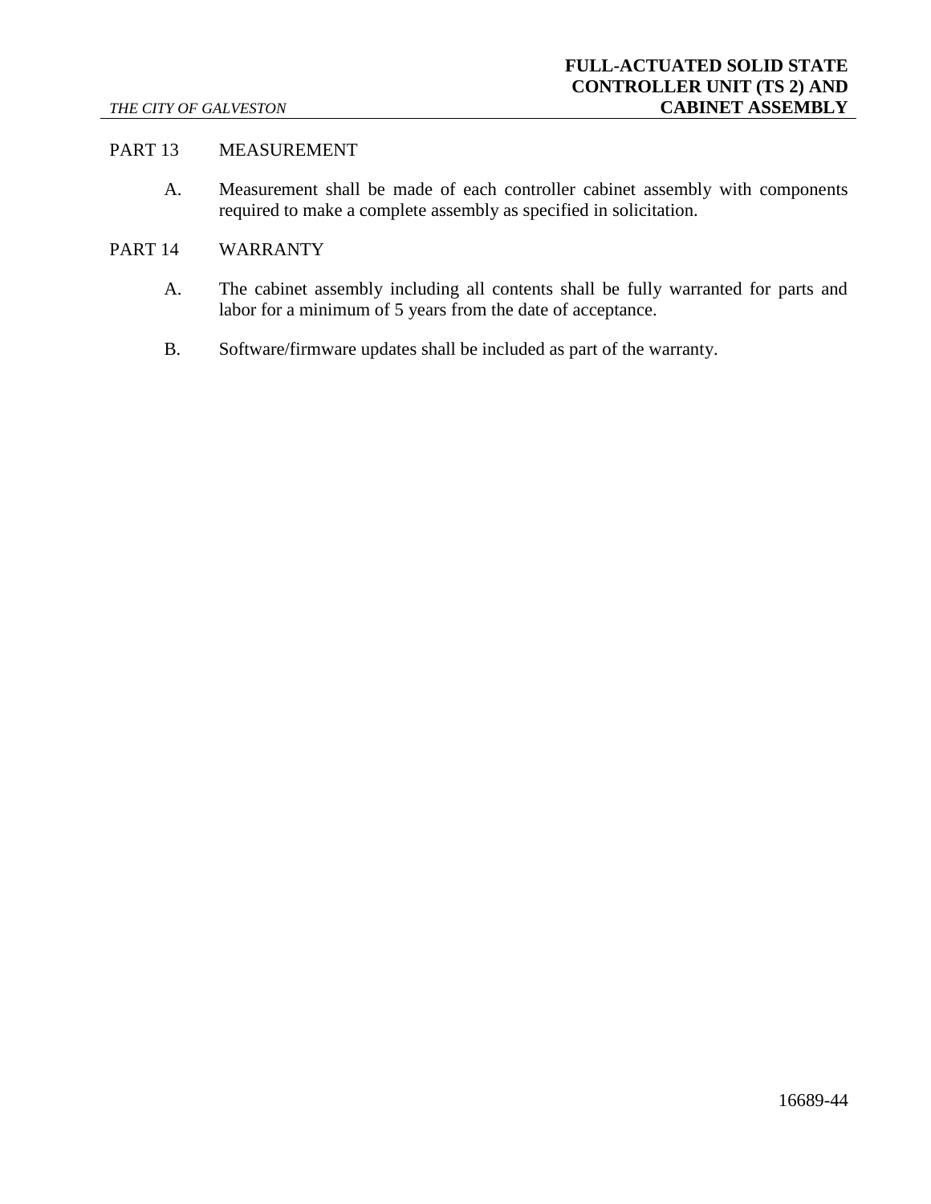## PART 13 MEASUREMENT

A. Measurement shall be made of each controller cabinet assembly with components required to make a complete assembly as specified in solicitation.

## PART 14 WARRANTY

A. The cabinet assembly including all contents shall be fully warranted for parts and labor for a minimum of 5 years from the date of acceptance.

B. Software/firmware updates shall be included as part of the warranty.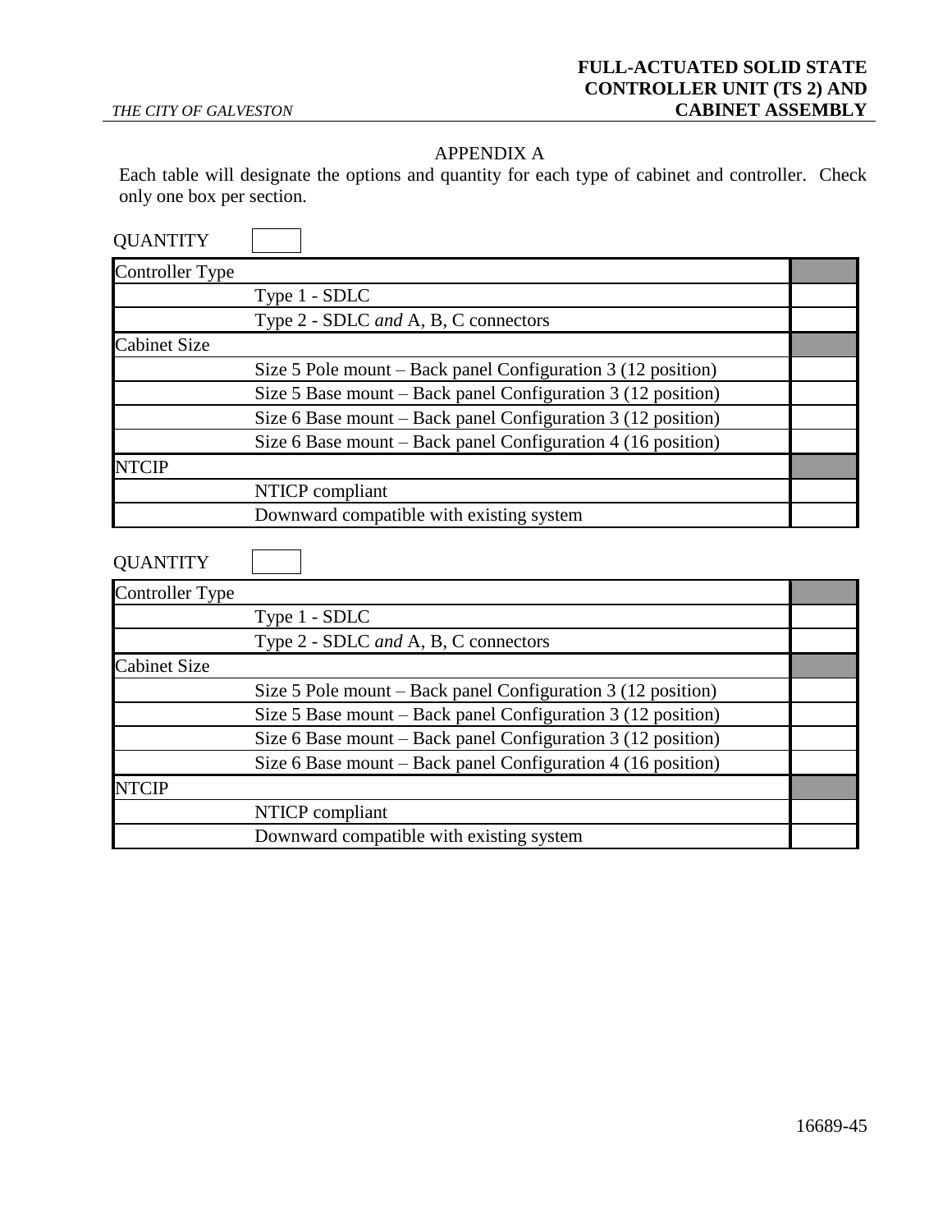## APPENDIX A

Each table will designate the options and quantity for each type of cabinet and controller. Check only one box per section.

QUANTITY

| Controller Type | | |
|---|---|---|
| | Type 1 - SDLC | |
| | Type 2 - SDLC *and* A, B, C connectors | |
| **Cabinet Size** | | |
| | Size 5 Pole mount – Back panel Configuration 3 (12 position) | |
| | Size 5 Base mount – Back panel Configuration 3 (12 position) | |
| | Size 6 Base mount – Back panel Configuration 3 (12 position) | |
| | Size 6 Base mount – Back panel Configuration 4 (16 position) | |
| **NTCIP** | | |
| | NTICP compliant | |
| | Downward compatible with existing system | |

QUANTITY

| Controller Type | | |
|---|---|---|
| | Type 1 - SDLC | |
| | Type 2 - SDLC *and* A, B, C connectors | |
| **Cabinet Size** | | |
| | Size 5 Pole mount – Back panel Configuration 3 (12 position) | |
| | Size 5 Base mount – Back panel Configuration 3 (12 position) | |
| | Size 6 Base mount – Back panel Configuration 3 (12 position) | |
| | Size 6 Base mount – Back panel Configuration 4 (16 position) | |
| **NTCIP** | | |
| | NTICP compliant | |
| | Downward compatible with existing system | |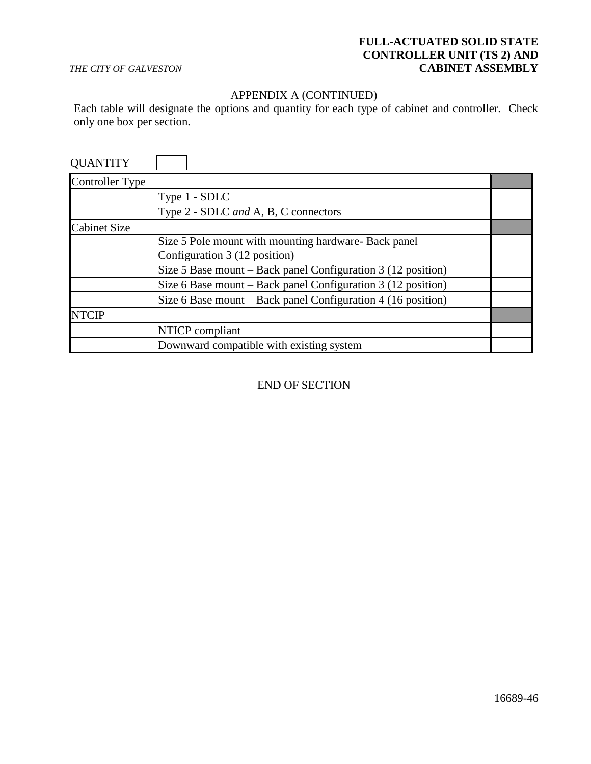APPENDIX A (CONTINUED)

Each table will designate the options and quantity for each type of cabinet and controller. Check only one box per section.

QUANTITY

| | | |
|---|---|---|
| Controller Type | | |
| | Type 1 - SDLC | |
| | Type 2 - SDLC *and* A, B, C connectors | |
| Cabinet Size | | |
| | Size 5 Pole mount with mounting hardware- Back panel Configuration 3 (12 position) | |
| | Size 5 Base mount – Back panel Configuration 3 (12 position) | |
| | Size 6 Base mount – Back panel Configuration 3 (12 position) | |
| | Size 6 Base mount – Back panel Configuration 4 (16 position) | |
| NTCIP | | |
| | NTICP compliant | |
| | Downward compatible with existing system | |

END OF SECTION